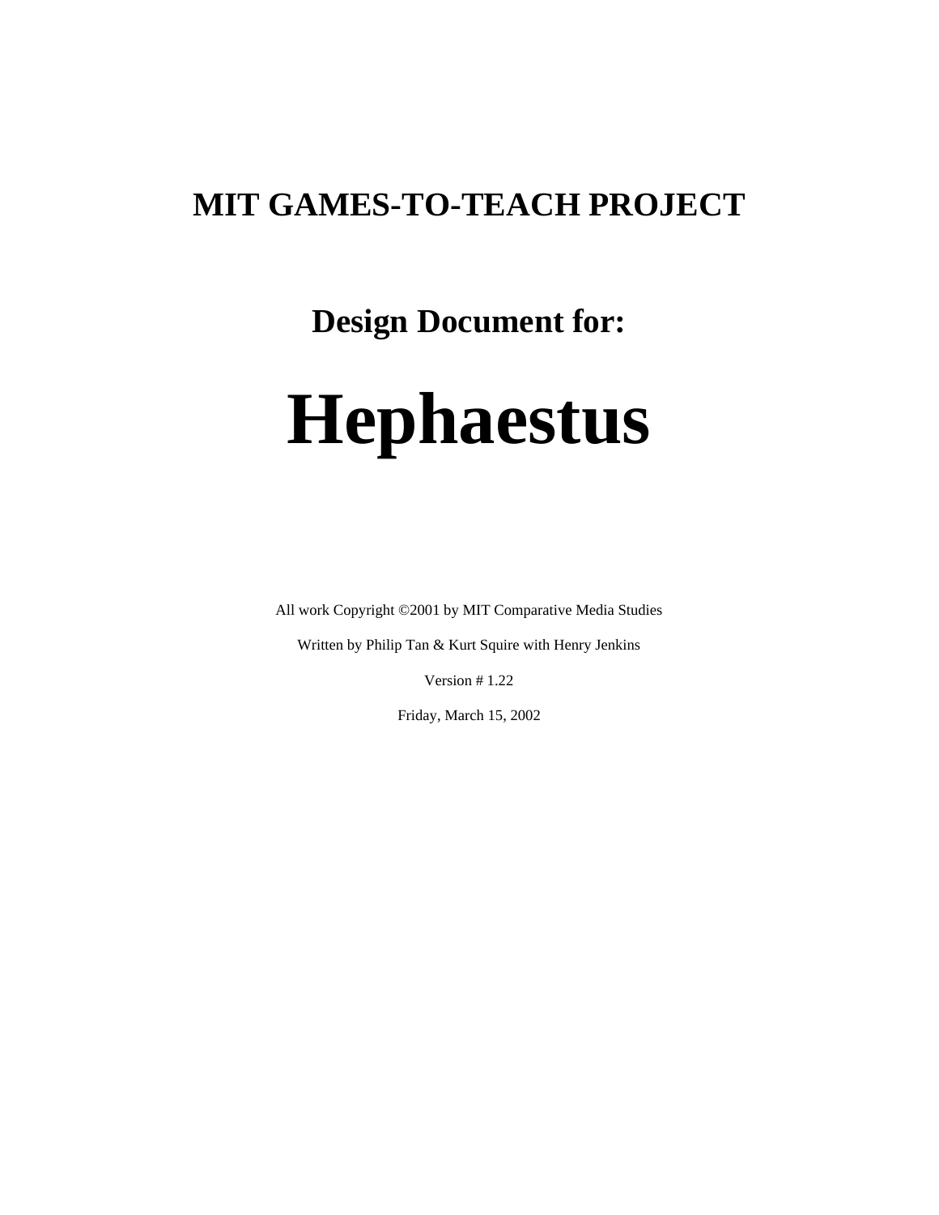# MIT GAMES-TO-TEACH PROJECT

## Design Document for:

# Hephaestus

All work Copyright ©2001 by MIT Comparative Media Studies

Written by Philip Tan & Kurt Squire with Henry Jenkins

Version # 1.22

Friday, March 15, 2002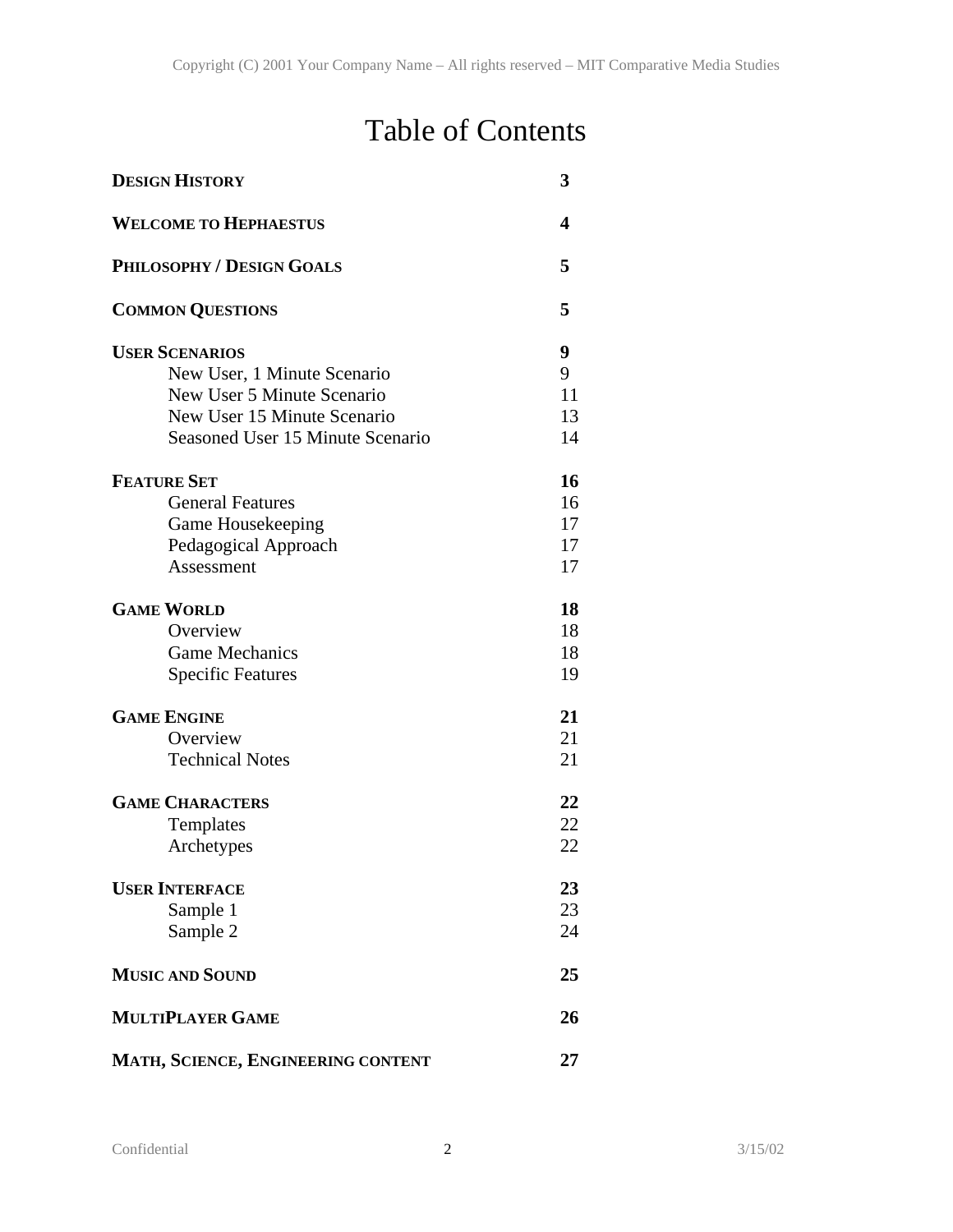# Table of Contents

| | |
|---|---|
| **DESIGN HISTORY** | **3** |
| **WELCOME TO HEPHAESTUS** | **4** |
| **PHILOSOPHY / DESIGN GOALS** | **5** |
| **COMMON QUESTIONS** | **5** |
| **USER SCENARIOS** | **9** |
| New User, 1 Minute Scenario | 9 |
| New User 5 Minute Scenario | 11 |
| New User 15 Minute Scenario | 13 |
| Seasoned User 15 Minute Scenario | 14 |
| **FEATURE SET** | **16** |
| General Features | 16 |
| Game Housekeeping | 17 |
| Pedagogical Approach | 17 |
| Assessment | 17 |
| **GAME WORLD** | **18** |
| Overview | 18 |
| Game Mechanics | 18 |
| Specific Features | 19 |
| **GAME ENGINE** | **21** |
| Overview | 21 |
| Technical Notes | 21 |
| **GAME CHARACTERS** | **22** |
| Templates | 22 |
| Archetypes | 22 |
| **USER INTERFACE** | **23** |
| Sample 1 | 23 |
| Sample 2 | 24 |
| **MUSIC AND SOUND** | **25** |
| **MULTIPLAYER GAME** | **26** |
| **MATH, SCIENCE, ENGINEERING CONTENT** | **27** |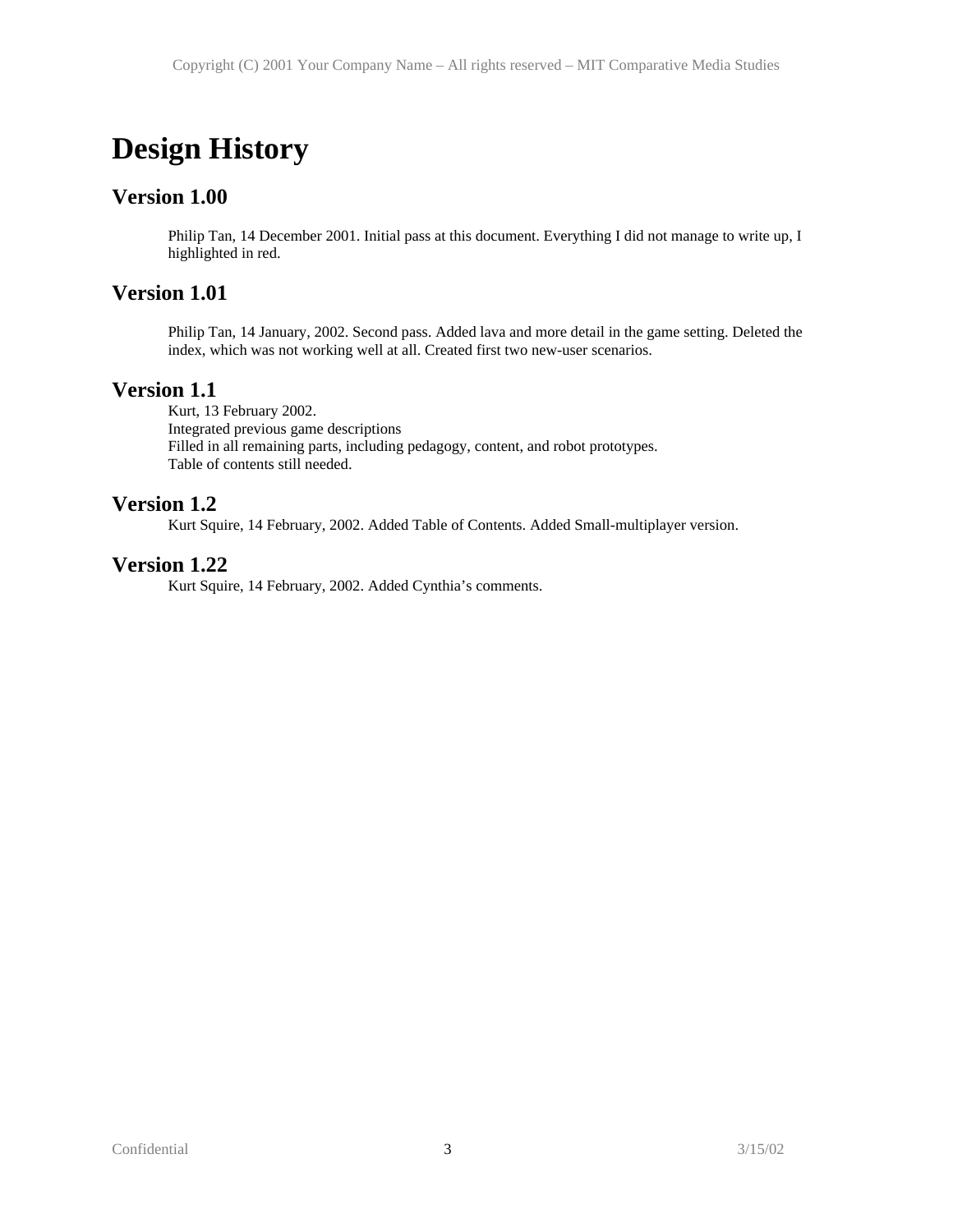# Design History

## Version 1.00

Philip Tan, 14 December 2001. Initial pass at this document. Everything I did not manage to write up, I highlighted in red.

## Version 1.01

Philip Tan, 14 January, 2002. Second pass. Added lava and more detail in the game setting. Deleted the index, which was not working well at all. Created first two new-user scenarios.

## Version 1.1

Kurt, 13 February 2002.
Integrated previous game descriptions
Filled in all remaining parts, including pedagogy, content, and robot prototypes.
Table of contents still needed.

## Version 1.2

Kurt Squire, 14 February, 2002. Added Table of Contents. Added Small-multiplayer version.

## Version 1.22

Kurt Squire, 14 February, 2002. Added Cynthia's comments.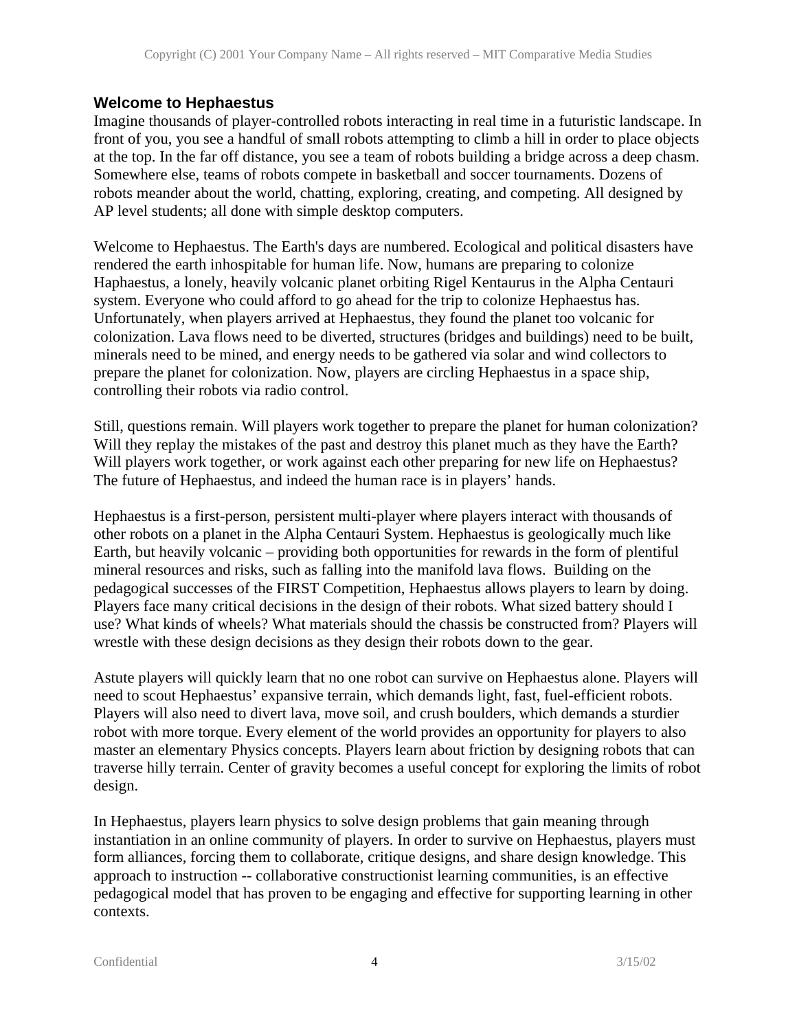## Welcome to Hephaestus

Imagine thousands of player-controlled robots interacting in real time in a futuristic landscape. In front of you, you see a handful of small robots attempting to climb a hill in order to place objects at the top. In the far off distance, you see a team of robots building a bridge across a deep chasm. Somewhere else, teams of robots compete in basketball and soccer tournaments. Dozens of robots meander about the world, chatting, exploring, creating, and competing. All designed by AP level students; all done with simple desktop computers.

Welcome to Hephaestus. The Earth's days are numbered. Ecological and political disasters have rendered the earth inhospitable for human life. Now, humans are preparing to colonize Haphaestus, a lonely, heavily volcanic planet orbiting Rigel Kentaurus in the Alpha Centauri system. Everyone who could afford to go ahead for the trip to colonize Hephaestus has. Unfortunately, when players arrived at Hephaestus, they found the planet too volcanic for colonization. Lava flows need to be diverted, structures (bridges and buildings) need to be built, minerals need to be mined, and energy needs to be gathered via solar and wind collectors to prepare the planet for colonization. Now, players are circling Hephaestus in a space ship, controlling their robots via radio control.

Still, questions remain. Will players work together to prepare the planet for human colonization? Will they replay the mistakes of the past and destroy this planet much as they have the Earth? Will players work together, or work against each other preparing for new life on Hephaestus? The future of Hephaestus, and indeed the human race is in players' hands.

Hephaestus is a first-person, persistent multi-player where players interact with thousands of other robots on a planet in the Alpha Centauri System. Hephaestus is geologically much like Earth, but heavily volcanic – providing both opportunities for rewards in the form of plentiful mineral resources and risks, such as falling into the manifold lava flows. Building on the pedagogical successes of the FIRST Competition, Hephaestus allows players to learn by doing. Players face many critical decisions in the design of their robots. What sized battery should I use? What kinds of wheels? What materials should the chassis be constructed from? Players will wrestle with these design decisions as they design their robots down to the gear.

Astute players will quickly learn that no one robot can survive on Hephaestus alone. Players will need to scout Hephaestus' expansive terrain, which demands light, fast, fuel-efficient robots. Players will also need to divert lava, move soil, and crush boulders, which demands a sturdier robot with more torque. Every element of the world provides an opportunity for players to also master an elementary Physics concepts. Players learn about friction by designing robots that can traverse hilly terrain. Center of gravity becomes a useful concept for exploring the limits of robot design.

In Hephaestus, players learn physics to solve design problems that gain meaning through instantiation in an online community of players. In order to survive on Hephaestus, players must form alliances, forcing them to collaborate, critique designs, and share design knowledge. This approach to instruction -- collaborative constructionist learning communities, is an effective pedagogical model that has proven to be engaging and effective for supporting learning in other contexts.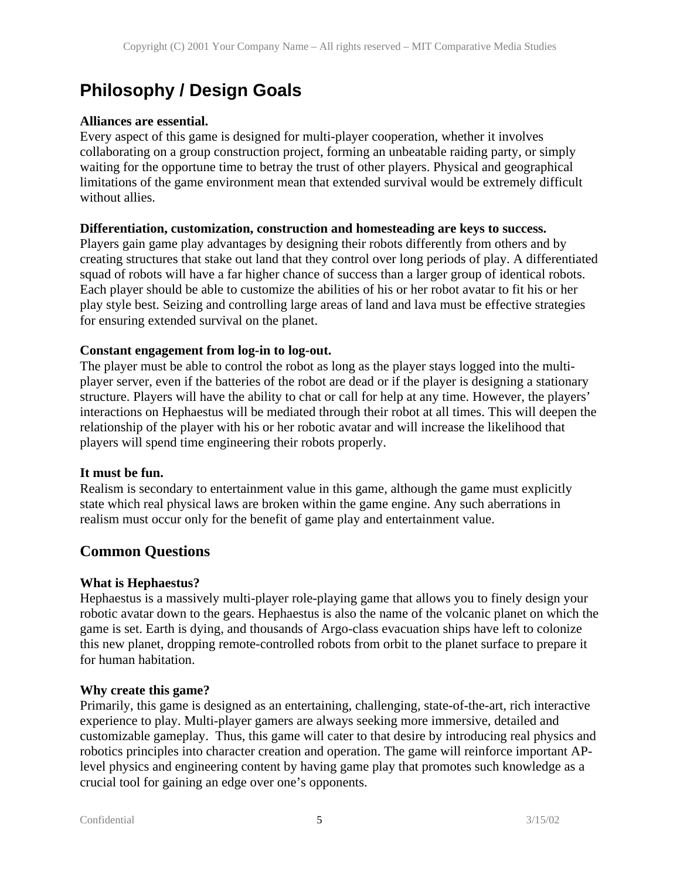# Philosophy / Design Goals

**Alliances are essential.**
Every aspect of this game is designed for multi-player cooperation, whether it involves collaborating on a group construction project, forming an unbeatable raiding party, or simply waiting for the opportune time to betray the trust of other players. Physical and geographical limitations of the game environment mean that extended survival would be extremely difficult without allies.

**Differentiation, customization, construction and homesteading are keys to success.**
Players gain game play advantages by designing their robots differently from others and by creating structures that stake out land that they control over long periods of play. A differentiated squad of robots will have a far higher chance of success than a larger group of identical robots. Each player should be able to customize the abilities of his or her robot avatar to fit his or her play style best. Seizing and controlling large areas of land and lava must be effective strategies for ensuring extended survival on the planet.

**Constant engagement from log-in to log-out.**
The player must be able to control the robot as long as the player stays logged into the multi-player server, even if the batteries of the robot are dead or if the player is designing a stationary structure. Players will have the ability to chat or call for help at any time. However, the players' interactions on Hephaestus will be mediated through their robot at all times. This will deepen the relationship of the player with his or her robotic avatar and will increase the likelihood that players will spend time engineering their robots properly.

**It must be fun.**
Realism is secondary to entertainment value in this game, although the game must explicitly state which real physical laws are broken within the game engine. Any such aberrations in realism must occur only for the benefit of game play and entertainment value.

## Common Questions

**What is Hephaestus?**
Hephaestus is a massively multi-player role-playing game that allows you to finely design your robotic avatar down to the gears. Hephaestus is also the name of the volcanic planet on which the game is set. Earth is dying, and thousands of Argo-class evacuation ships have left to colonize this new planet, dropping remote-controlled robots from orbit to the planet surface to prepare it for human habitation.

**Why create this game?**
Primarily, this game is designed as an entertaining, challenging, state-of-the-art, rich interactive experience to play. Multi-player gamers are always seeking more immersive, detailed and customizable gameplay. Thus, this game will cater to that desire by introducing real physics and robotics principles into character creation and operation. The game will reinforce important AP-level physics and engineering content by having game play that promotes such knowledge as a crucial tool for gaining an edge over one's opponents.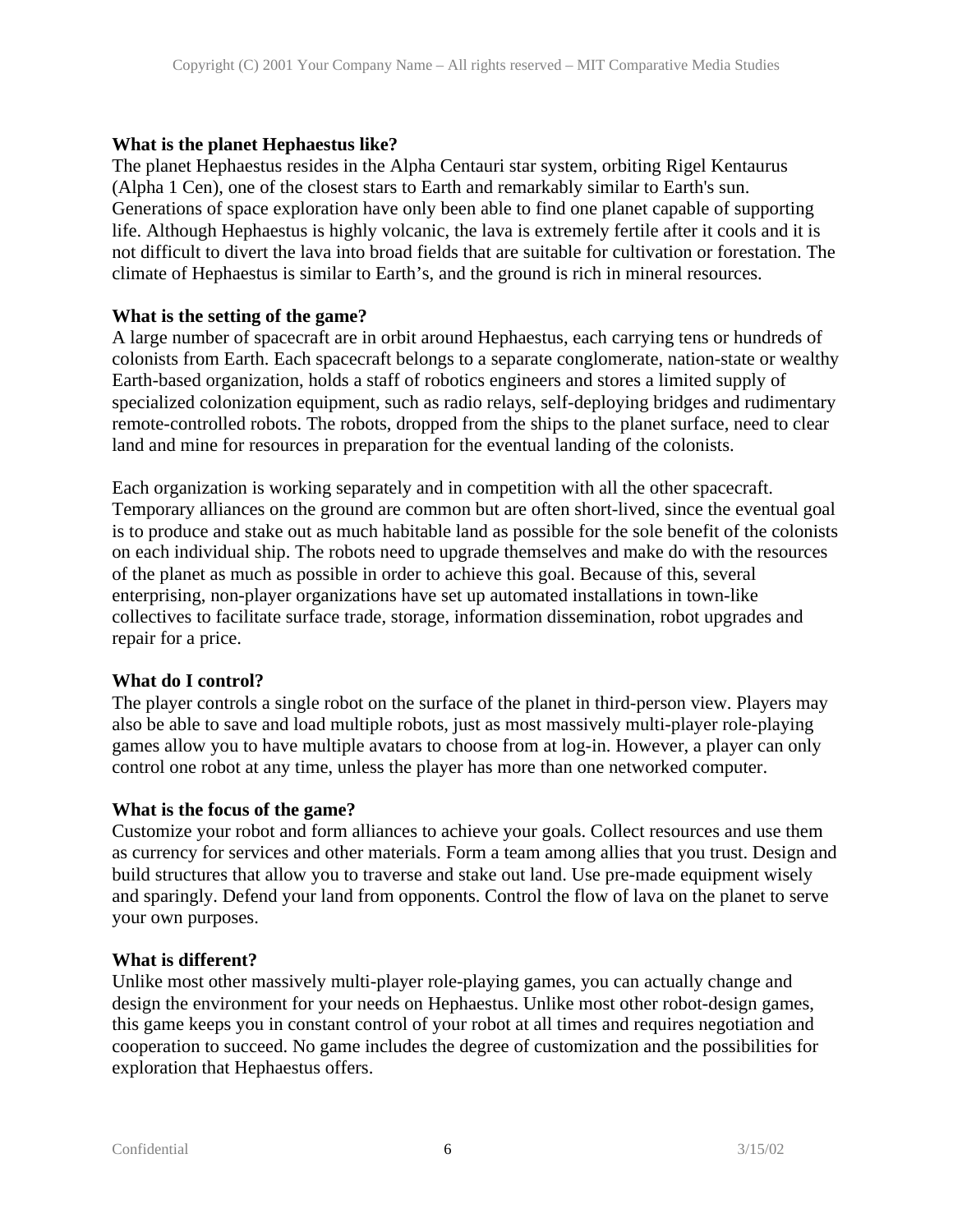**What is the planet Hephaestus like?**
The planet Hephaestus resides in the Alpha Centauri star system, orbiting Rigel Kentaurus (Alpha 1 Cen), one of the closest stars to Earth and remarkably similar to Earth's sun. Generations of space exploration have only been able to find one planet capable of supporting life. Although Hephaestus is highly volcanic, the lava is extremely fertile after it cools and it is not difficult to divert the lava into broad fields that are suitable for cultivation or forestation. The climate of Hephaestus is similar to Earth's, and the ground is rich in mineral resources.

**What is the setting of the game?**
A large number of spacecraft are in orbit around Hephaestus, each carrying tens or hundreds of colonists from Earth. Each spacecraft belongs to a separate conglomerate, nation-state or wealthy Earth-based organization, holds a staff of robotics engineers and stores a limited supply of specialized colonization equipment, such as radio relays, self-deploying bridges and rudimentary remote-controlled robots. The robots, dropped from the ships to the planet surface, need to clear land and mine for resources in preparation for the eventual landing of the colonists.

Each organization is working separately and in competition with all the other spacecraft. Temporary alliances on the ground are common but are often short-lived, since the eventual goal is to produce and stake out as much habitable land as possible for the sole benefit of the colonists on each individual ship. The robots need to upgrade themselves and make do with the resources of the planet as much as possible in order to achieve this goal. Because of this, several enterprising, non-player organizations have set up automated installations in town-like collectives to facilitate surface trade, storage, information dissemination, robot upgrades and repair for a price.

**What do I control?**
The player controls a single robot on the surface of the planet in third-person view. Players may also be able to save and load multiple robots, just as most massively multi-player role-playing games allow you to have multiple avatars to choose from at log-in. However, a player can only control one robot at any time, unless the player has more than one networked computer.

**What is the focus of the game?**
Customize your robot and form alliances to achieve your goals. Collect resources and use them as currency for services and other materials. Form a team among allies that you trust. Design and build structures that allow you to traverse and stake out land. Use pre-made equipment wisely and sparingly. Defend your land from opponents. Control the flow of lava on the planet to serve your own purposes.

**What is different?**
Unlike most other massively multi-player role-playing games, you can actually change and design the environment for your needs on Hephaestus. Unlike most other robot-design games, this game keeps you in constant control of your robot at all times and requires negotiation and cooperation to succeed. No game includes the degree of customization and the possibilities for exploration that Hephaestus offers.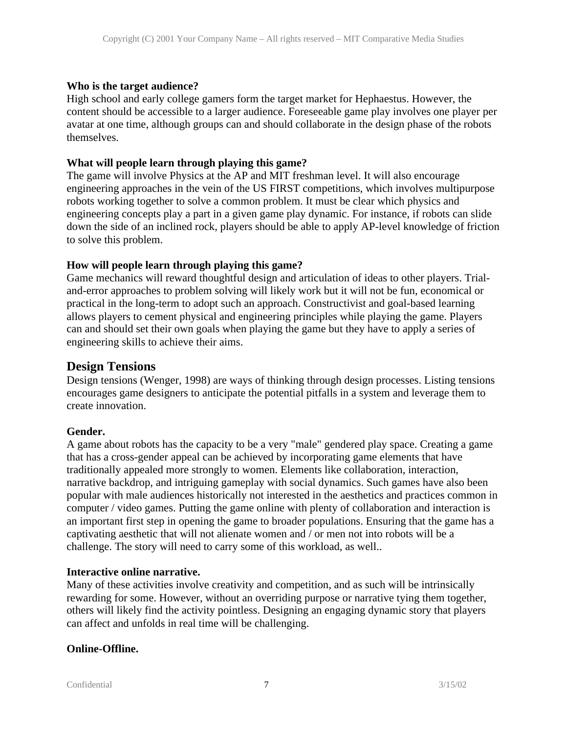**Who is the target audience?**

High school and early college gamers form the target market for Hephaestus. However, the content should be accessible to a larger audience. Foreseeable game play involves one player per avatar at one time, although groups can and should collaborate in the design phase of the robots themselves.

**What will people learn through playing this game?**

The game will involve Physics at the AP and MIT freshman level. It will also encourage engineering approaches in the vein of the US FIRST competitions, which involves multipurpose robots working together to solve a common problem. It must be clear which physics and engineering concepts play a part in a given game play dynamic. For instance, if robots can slide down the side of an inclined rock, players should be able to apply AP-level knowledge of friction to solve this problem.

**How will people learn through playing this game?**

Game mechanics will reward thoughtful design and articulation of ideas to other players. Trial-and-error approaches to problem solving will likely work but it will not be fun, economical or practical in the long-term to adopt such an approach. Constructivist and goal-based learning allows players to cement physical and engineering principles while playing the game. Players can and should set their own goals when playing the game but they have to apply a series of engineering skills to achieve their aims.

## Design Tensions

Design tensions (Wenger, 1998) are ways of thinking through design processes. Listing tensions encourages game designers to anticipate the potential pitfalls in a system and leverage them to create innovation.

**Gender.**

A game about robots has the capacity to be a very "male" gendered play space. Creating a game that has a cross-gender appeal can be achieved by incorporating game elements that have traditionally appealed more strongly to women. Elements like collaboration, interaction, narrative backdrop, and intriguing gameplay with social dynamics. Such games have also been popular with male audiences historically not interested in the aesthetics and practices common in computer / video games. Putting the game online with plenty of collaboration and interaction is an important first step in opening the game to broader populations. Ensuring that the game has a captivating aesthetic that will not alienate women and / or men not into robots will be a challenge. The story will need to carry some of this workload, as well..

**Interactive online narrative.**

Many of these activities involve creativity and competition, and as such will be intrinsically rewarding for some. However, without an overriding purpose or narrative tying them together, others will likely find the activity pointless. Designing an engaging dynamic story that players can affect and unfolds in real time will be challenging.

**Online-Offline.**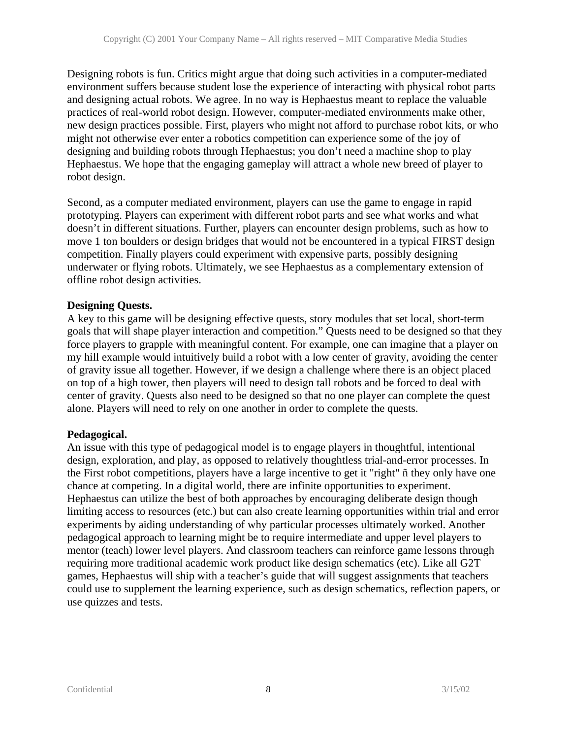Designing robots is fun. Critics might argue that doing such activities in a computer-mediated environment suffers because student lose the experience of interacting with physical robot parts and designing actual robots. We agree. In no way is Hephaestus meant to replace the valuable practices of real-world robot design. However, computer-mediated environments make other, new design practices possible. First, players who might not afford to purchase robot kits, or who might not otherwise ever enter a robotics competition can experience some of the joy of designing and building robots through Hephaestus; you don't need a machine shop to play Hephaestus. We hope that the engaging gameplay will attract a whole new breed of player to robot design.

Second, as a computer mediated environment, players can use the game to engage in rapid prototyping. Players can experiment with different robot parts and see what works and what doesn't in different situations. Further, players can encounter design problems, such as how to move 1 ton boulders or design bridges that would not be encountered in a typical FIRST design competition. Finally players could experiment with expensive parts, possibly designing underwater or flying robots. Ultimately, we see Hephaestus as a complementary extension of offline robot design activities.

**Designing Quests.**
A key to this game will be designing effective quests, story modules that set local, short-term goals that will shape player interaction and competition." Quests need to be designed so that they force players to grapple with meaningful content. For example, one can imagine that a player on my hill example would intuitively build a robot with a low center of gravity, avoiding the center of gravity issue all together. However, if we design a challenge where there is an object placed on top of a high tower, then players will need to design tall robots and be forced to deal with center of gravity. Quests also need to be designed so that no one player can complete the quest alone. Players will need to rely on one another in order to complete the quests.

**Pedagogical.**
An issue with this type of pedagogical model is to engage players in thoughtful, intentional design, exploration, and play, as opposed to relatively thoughtless trial-and-error processes. In the First robot competitions, players have a large incentive to get it "right" ñ they only have one chance at competing. In a digital world, there are infinite opportunities to experiment. Hephaestus can utilize the best of both approaches by encouraging deliberate design though limiting access to resources (etc.) but can also create learning opportunities within trial and error experiments by aiding understanding of why particular processes ultimately worked. Another pedagogical approach to learning might be to require intermediate and upper level players to mentor (teach) lower level players. And classroom teachers can reinforce game lessons through requiring more traditional academic work product like design schematics (etc). Like all G2T games, Hephaestus will ship with a teacher's guide that will suggest assignments that teachers could use to supplement the learning experience, such as design schematics, reflection papers, or use quizzes and tests.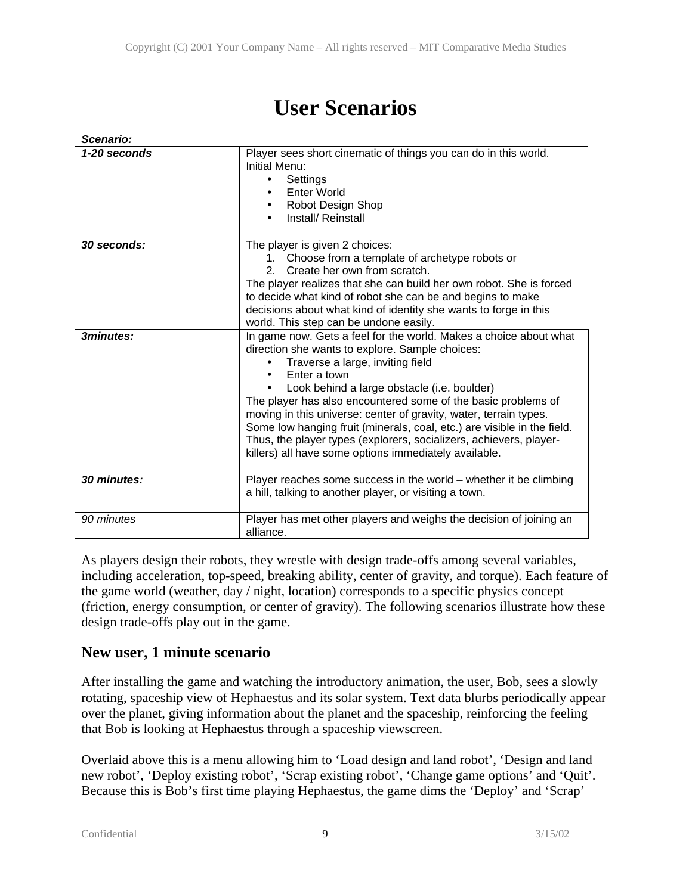# User Scenarios

| Scenario: | |
|---|---|
| ***1-20 seconds*** | Player sees short cinematic of things you can do in this world.<br>Initial Menu:<br>• Settings<br>• Enter World<br>• Robot Design Shop<br>• Install/ Reinstall |
| ***30 seconds:*** | The player is given 2 choices:<br>1. Choose from a template of archetype robots or<br>2. Create her own from scratch.<br>The player realizes that she can build her own robot. She is forced to decide what kind of robot she can be and begins to make decisions about what kind of identity she wants to forge in this world. This step can be undone easily. |
| ***3minutes:*** | In game now. Gets a feel for the world. Makes a choice about what direction she wants to explore. Sample choices:<br>• Traverse a large, inviting field<br>• Enter a town<br>• Look behind a large obstacle (i.e. boulder)<br>The player has also encountered some of the basic problems of moving in this universe: center of gravity, water, terrain types. Some low hanging fruit (minerals, coal, etc.) are visible in the field. Thus, the player types (explorers, socializers, achievers, player-killers) all have some options immediately available. |
| ***30 minutes:*** | Player reaches some success in the world – whether it be climbing a hill, talking to another player, or visiting a town. |
| *90 minutes* | Player has met other players and weighs the decision of joining an alliance. |

As players design their robots, they wrestle with design trade-offs among several variables, including acceleration, top-speed, breaking ability, center of gravity, and torque). Each feature of the game world (weather, day / night, location) corresponds to a specific physics concept (friction, energy consumption, or center of gravity). The following scenarios illustrate how these design trade-offs play out in the game.

## New user, 1 minute scenario

After installing the game and watching the introductory animation, the user, Bob, sees a slowly rotating, spaceship view of Hephaestus and its solar system. Text data blurbs periodically appear over the planet, giving information about the planet and the spaceship, reinforcing the feeling that Bob is looking at Hephaestus through a spaceship viewscreen.

Overlaid above this is a menu allowing him to 'Load design and land robot', 'Design and land new robot', 'Deploy existing robot', 'Scrap existing robot', 'Change game options' and 'Quit'. Because this is Bob's first time playing Hephaestus, the game dims the 'Deploy' and 'Scrap'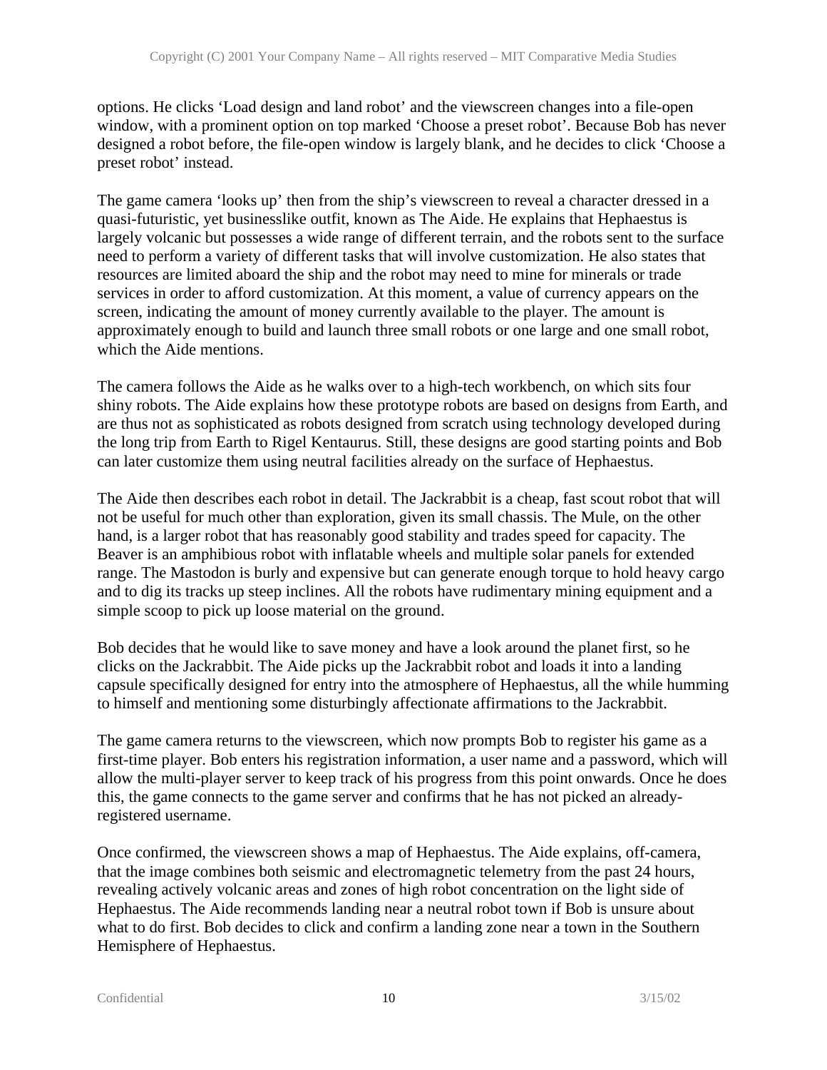options. He clicks ‘Load design and land robot’ and the viewscreen changes into a file-open window, with a prominent option on top marked ‘Choose a preset robot’. Because Bob has never designed a robot before, the file-open window is largely blank, and he decides to click ‘Choose a preset robot’ instead.

The game camera ‘looks up’ then from the ship’s viewscreen to reveal a character dressed in a quasi-futuristic, yet businesslike outfit, known as The Aide. He explains that Hephaestus is largely volcanic but possesses a wide range of different terrain, and the robots sent to the surface need to perform a variety of different tasks that will involve customization. He also states that resources are limited aboard the ship and the robot may need to mine for minerals or trade services in order to afford customization. At this moment, a value of currency appears on the screen, indicating the amount of money currently available to the player. The amount is approximately enough to build and launch three small robots or one large and one small robot, which the Aide mentions.

The camera follows the Aide as he walks over to a high-tech workbench, on which sits four shiny robots. The Aide explains how these prototype robots are based on designs from Earth, and are thus not as sophisticated as robots designed from scratch using technology developed during the long trip from Earth to Rigel Kentaurus. Still, these designs are good starting points and Bob can later customize them using neutral facilities already on the surface of Hephaestus.

The Aide then describes each robot in detail. The Jackrabbit is a cheap, fast scout robot that will not be useful for much other than exploration, given its small chassis. The Mule, on the other hand, is a larger robot that has reasonably good stability and trades speed for capacity. The Beaver is an amphibious robot with inflatable wheels and multiple solar panels for extended range. The Mastodon is burly and expensive but can generate enough torque to hold heavy cargo and to dig its tracks up steep inclines. All the robots have rudimentary mining equipment and a simple scoop to pick up loose material on the ground.

Bob decides that he would like to save money and have a look around the planet first, so he clicks on the Jackrabbit. The Aide picks up the Jackrabbit robot and loads it into a landing capsule specifically designed for entry into the atmosphere of Hephaestus, all the while humming to himself and mentioning some disturbingly affectionate affirmations to the Jackrabbit.

The game camera returns to the viewscreen, which now prompts Bob to register his game as a first-time player. Bob enters his registration information, a user name and a password, which will allow the multi-player server to keep track of his progress from this point onwards. Once he does this, the game connects to the game server and confirms that he has not picked an already-registered username.

Once confirmed, the viewscreen shows a map of Hephaestus. The Aide explains, off-camera, that the image combines both seismic and electromagnetic telemetry from the past 24 hours, revealing actively volcanic areas and zones of high robot concentration on the light side of Hephaestus. The Aide recommends landing near a neutral robot town if Bob is unsure about what to do first. Bob decides to click and confirm a landing zone near a town in the Southern Hemisphere of Hephaestus.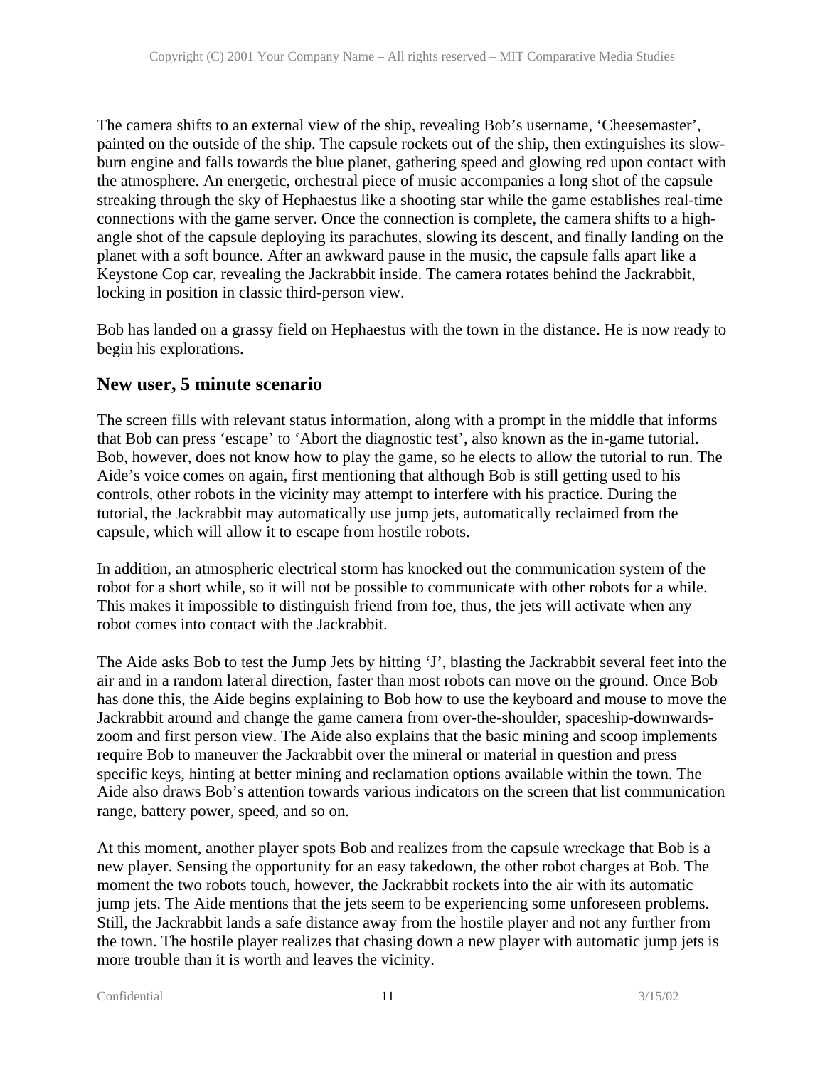The camera shifts to an external view of the ship, revealing Bob's username, 'Cheesemaster', painted on the outside of the ship. The capsule rockets out of the ship, then extinguishes its slow-burn engine and falls towards the blue planet, gathering speed and glowing red upon contact with the atmosphere. An energetic, orchestral piece of music accompanies a long shot of the capsule streaking through the sky of Hephaestus like a shooting star while the game establishes real-time connections with the game server. Once the connection is complete, the camera shifts to a high-angle shot of the capsule deploying its parachutes, slowing its descent, and finally landing on the planet with a soft bounce. After an awkward pause in the music, the capsule falls apart like a Keystone Cop car, revealing the Jackrabbit inside. The camera rotates behind the Jackrabbit, locking in position in classic third-person view.

Bob has landed on a grassy field on Hephaestus with the town in the distance. He is now ready to begin his explorations.

## New user, 5 minute scenario

The screen fills with relevant status information, along with a prompt in the middle that informs that Bob can press 'escape' to 'Abort the diagnostic test', also known as the in-game tutorial. Bob, however, does not know how to play the game, so he elects to allow the tutorial to run. The Aide's voice comes on again, first mentioning that although Bob is still getting used to his controls, other robots in the vicinity may attempt to interfere with his practice. During the tutorial, the Jackrabbit may automatically use jump jets, automatically reclaimed from the capsule, which will allow it to escape from hostile robots.

In addition, an atmospheric electrical storm has knocked out the communication system of the robot for a short while, so it will not be possible to communicate with other robots for a while. This makes it impossible to distinguish friend from foe, thus, the jets will activate when any robot comes into contact with the Jackrabbit.

The Aide asks Bob to test the Jump Jets by hitting 'J', blasting the Jackrabbit several feet into the air and in a random lateral direction, faster than most robots can move on the ground. Once Bob has done this, the Aide begins explaining to Bob how to use the keyboard and mouse to move the Jackrabbit around and change the game camera from over-the-shoulder, spaceship-downwards-zoom and first person view. The Aide also explains that the basic mining and scoop implements require Bob to maneuver the Jackrabbit over the mineral or material in question and press specific keys, hinting at better mining and reclamation options available within the town. The Aide also draws Bob's attention towards various indicators on the screen that list communication range, battery power, speed, and so on.

At this moment, another player spots Bob and realizes from the capsule wreckage that Bob is a new player. Sensing the opportunity for an easy takedown, the other robot charges at Bob. The moment the two robots touch, however, the Jackrabbit rockets into the air with its automatic jump jets. The Aide mentions that the jets seem to be experiencing some unforeseen problems. Still, the Jackrabbit lands a safe distance away from the hostile player and not any further from the town. The hostile player realizes that chasing down a new player with automatic jump jets is more trouble than it is worth and leaves the vicinity.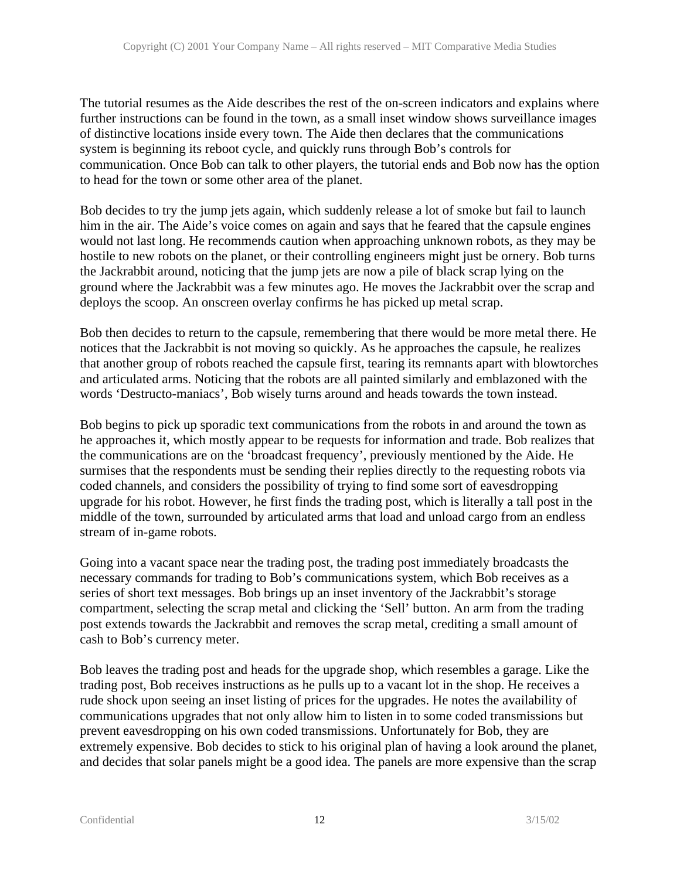The tutorial resumes as the Aide describes the rest of the on-screen indicators and explains where further instructions can be found in the town, as a small inset window shows surveillance images of distinctive locations inside every town. The Aide then declares that the communications system is beginning its reboot cycle, and quickly runs through Bob's controls for communication. Once Bob can talk to other players, the tutorial ends and Bob now has the option to head for the town or some other area of the planet.

Bob decides to try the jump jets again, which suddenly release a lot of smoke but fail to launch him in the air. The Aide's voice comes on again and says that he feared that the capsule engines would not last long. He recommends caution when approaching unknown robots, as they may be hostile to new robots on the planet, or their controlling engineers might just be ornery. Bob turns the Jackrabbit around, noticing that the jump jets are now a pile of black scrap lying on the ground where the Jackrabbit was a few minutes ago. He moves the Jackrabbit over the scrap and deploys the scoop. An onscreen overlay confirms he has picked up metal scrap.

Bob then decides to return to the capsule, remembering that there would be more metal there. He notices that the Jackrabbit is not moving so quickly. As he approaches the capsule, he realizes that another group of robots reached the capsule first, tearing its remnants apart with blowtorches and articulated arms. Noticing that the robots are all painted similarly and emblazoned with the words 'Destructo-maniacs', Bob wisely turns around and heads towards the town instead.

Bob begins to pick up sporadic text communications from the robots in and around the town as he approaches it, which mostly appear to be requests for information and trade. Bob realizes that the communications are on the 'broadcast frequency', previously mentioned by the Aide. He surmises that the respondents must be sending their replies directly to the requesting robots via coded channels, and considers the possibility of trying to find some sort of eavesdropping upgrade for his robot. However, he first finds the trading post, which is literally a tall post in the middle of the town, surrounded by articulated arms that load and unload cargo from an endless stream of in-game robots.

Going into a vacant space near the trading post, the trading post immediately broadcasts the necessary commands for trading to Bob's communications system, which Bob receives as a series of short text messages. Bob brings up an inset inventory of the Jackrabbit's storage compartment, selecting the scrap metal and clicking the 'Sell' button. An arm from the trading post extends towards the Jackrabbit and removes the scrap metal, crediting a small amount of cash to Bob's currency meter.

Bob leaves the trading post and heads for the upgrade shop, which resembles a garage. Like the trading post, Bob receives instructions as he pulls up to a vacant lot in the shop. He receives a rude shock upon seeing an inset listing of prices for the upgrades. He notes the availability of communications upgrades that not only allow him to listen in to some coded transmissions but prevent eavesdropping on his own coded transmissions. Unfortunately for Bob, they are extremely expensive. Bob decides to stick to his original plan of having a look around the planet, and decides that solar panels might be a good idea. The panels are more expensive than the scrap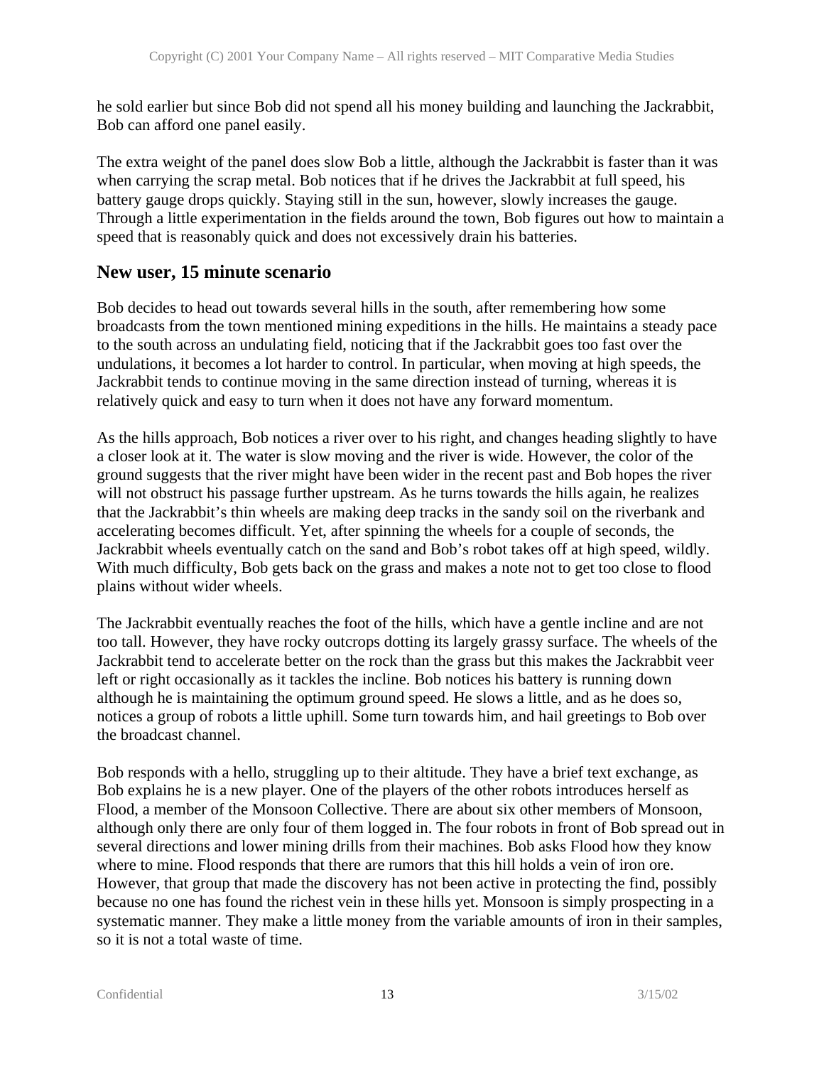he sold earlier but since Bob did not spend all his money building and launching the Jackrabbit, Bob can afford one panel easily.

The extra weight of the panel does slow Bob a little, although the Jackrabbit is faster than it was when carrying the scrap metal. Bob notices that if he drives the Jackrabbit at full speed, his battery gauge drops quickly. Staying still in the sun, however, slowly increases the gauge. Through a little experimentation in the fields around the town, Bob figures out how to maintain a speed that is reasonably quick and does not excessively drain his batteries.

## New user, 15 minute scenario

Bob decides to head out towards several hills in the south, after remembering how some broadcasts from the town mentioned mining expeditions in the hills. He maintains a steady pace to the south across an undulating field, noticing that if the Jackrabbit goes too fast over the undulations, it becomes a lot harder to control. In particular, when moving at high speeds, the Jackrabbit tends to continue moving in the same direction instead of turning, whereas it is relatively quick and easy to turn when it does not have any forward momentum.

As the hills approach, Bob notices a river over to his right, and changes heading slightly to have a closer look at it. The water is slow moving and the river is wide. However, the color of the ground suggests that the river might have been wider in the recent past and Bob hopes the river will not obstruct his passage further upstream. As he turns towards the hills again, he realizes that the Jackrabbit's thin wheels are making deep tracks in the sandy soil on the riverbank and accelerating becomes difficult. Yet, after spinning the wheels for a couple of seconds, the Jackrabbit wheels eventually catch on the sand and Bob's robot takes off at high speed, wildly. With much difficulty, Bob gets back on the grass and makes a note not to get too close to flood plains without wider wheels.

The Jackrabbit eventually reaches the foot of the hills, which have a gentle incline and are not too tall. However, they have rocky outcrops dotting its largely grassy surface. The wheels of the Jackrabbit tend to accelerate better on the rock than the grass but this makes the Jackrabbit veer left or right occasionally as it tackles the incline. Bob notices his battery is running down although he is maintaining the optimum ground speed. He slows a little, and as he does so, notices a group of robots a little uphill. Some turn towards him, and hail greetings to Bob over the broadcast channel.

Bob responds with a hello, struggling up to their altitude. They have a brief text exchange, as Bob explains he is a new player. One of the players of the other robots introduces herself as Flood, a member of the Monsoon Collective. There are about six other members of Monsoon, although only there are only four of them logged in. The four robots in front of Bob spread out in several directions and lower mining drills from their machines. Bob asks Flood how they know where to mine. Flood responds that there are rumors that this hill holds a vein of iron ore. However, that group that made the discovery has not been active in protecting the find, possibly because no one has found the richest vein in these hills yet. Monsoon is simply prospecting in a systematic manner. They make a little money from the variable amounts of iron in their samples, so it is not a total waste of time.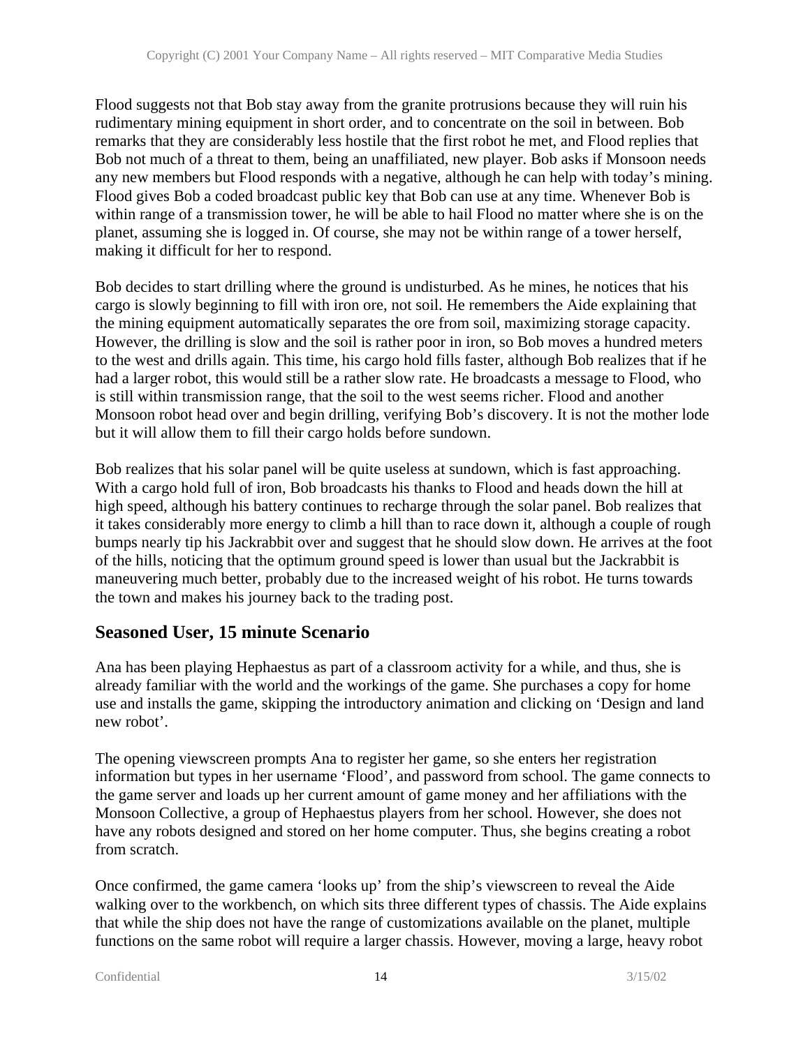Flood suggests not that Bob stay away from the granite protrusions because they will ruin his rudimentary mining equipment in short order, and to concentrate on the soil in between. Bob remarks that they are considerably less hostile that the first robot he met, and Flood replies that Bob not much of a threat to them, being an unaffiliated, new player. Bob asks if Monsoon needs any new members but Flood responds with a negative, although he can help with today's mining. Flood gives Bob a coded broadcast public key that Bob can use at any time. Whenever Bob is within range of a transmission tower, he will be able to hail Flood no matter where she is on the planet, assuming she is logged in. Of course, she may not be within range of a tower herself, making it difficult for her to respond.

Bob decides to start drilling where the ground is undisturbed. As he mines, he notices that his cargo is slowly beginning to fill with iron ore, not soil. He remembers the Aide explaining that the mining equipment automatically separates the ore from soil, maximizing storage capacity. However, the drilling is slow and the soil is rather poor in iron, so Bob moves a hundred meters to the west and drills again. This time, his cargo hold fills faster, although Bob realizes that if he had a larger robot, this would still be a rather slow rate. He broadcasts a message to Flood, who is still within transmission range, that the soil to the west seems richer. Flood and another Monsoon robot head over and begin drilling, verifying Bob's discovery. It is not the mother lode but it will allow them to fill their cargo holds before sundown.

Bob realizes that his solar panel will be quite useless at sundown, which is fast approaching. With a cargo hold full of iron, Bob broadcasts his thanks to Flood and heads down the hill at high speed, although his battery continues to recharge through the solar panel. Bob realizes that it takes considerably more energy to climb a hill than to race down it, although a couple of rough bumps nearly tip his Jackrabbit over and suggest that he should slow down. He arrives at the foot of the hills, noticing that the optimum ground speed is lower than usual but the Jackrabbit is maneuvering much better, probably due to the increased weight of his robot. He turns towards the town and makes his journey back to the trading post.

## Seasoned User, 15 minute Scenario

Ana has been playing Hephaestus as part of a classroom activity for a while, and thus, she is already familiar with the world and the workings of the game. She purchases a copy for home use and installs the game, skipping the introductory animation and clicking on 'Design and land new robot'.

The opening viewscreen prompts Ana to register her game, so she enters her registration information but types in her username 'Flood', and password from school. The game connects to the game server and loads up her current amount of game money and her affiliations with the Monsoon Collective, a group of Hephaestus players from her school. However, she does not have any robots designed and stored on her home computer. Thus, she begins creating a robot from scratch.

Once confirmed, the game camera 'looks up' from the ship's viewscreen to reveal the Aide walking over to the workbench, on which sits three different types of chassis. The Aide explains that while the ship does not have the range of customizations available on the planet, multiple functions on the same robot will require a larger chassis. However, moving a large, heavy robot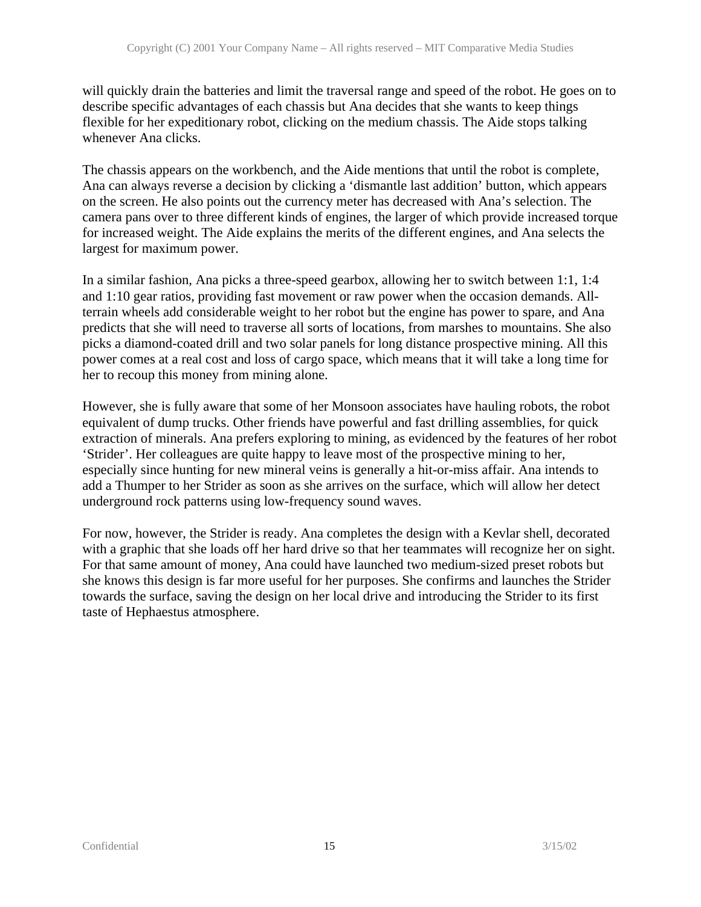will quickly drain the batteries and limit the traversal range and speed of the robot. He goes on to describe specific advantages of each chassis but Ana decides that she wants to keep things flexible for her expeditionary robot, clicking on the medium chassis. The Aide stops talking whenever Ana clicks.

The chassis appears on the workbench, and the Aide mentions that until the robot is complete, Ana can always reverse a decision by clicking a ‘dismantle last addition’ button, which appears on the screen. He also points out the currency meter has decreased with Ana’s selection. The camera pans over to three different kinds of engines, the larger of which provide increased torque for increased weight. The Aide explains the merits of the different engines, and Ana selects the largest for maximum power.

In a similar fashion, Ana picks a three-speed gearbox, allowing her to switch between 1:1, 1:4 and 1:10 gear ratios, providing fast movement or raw power when the occasion demands. All-terrain wheels add considerable weight to her robot but the engine has power to spare, and Ana predicts that she will need to traverse all sorts of locations, from marshes to mountains. She also picks a diamond-coated drill and two solar panels for long distance prospective mining. All this power comes at a real cost and loss of cargo space, which means that it will take a long time for her to recoup this money from mining alone.

However, she is fully aware that some of her Monsoon associates have hauling robots, the robot equivalent of dump trucks. Other friends have powerful and fast drilling assemblies, for quick extraction of minerals. Ana prefers exploring to mining, as evidenced by the features of her robot ‘Strider’. Her colleagues are quite happy to leave most of the prospective mining to her, especially since hunting for new mineral veins is generally a hit-or-miss affair. Ana intends to add a Thumper to her Strider as soon as she arrives on the surface, which will allow her detect underground rock patterns using low-frequency sound waves.

For now, however, the Strider is ready. Ana completes the design with a Kevlar shell, decorated with a graphic that she loads off her hard drive so that her teammates will recognize her on sight. For that same amount of money, Ana could have launched two medium-sized preset robots but she knows this design is far more useful for her purposes. She confirms and launches the Strider towards the surface, saving the design on her local drive and introducing the Strider to its first taste of Hephaestus atmosphere.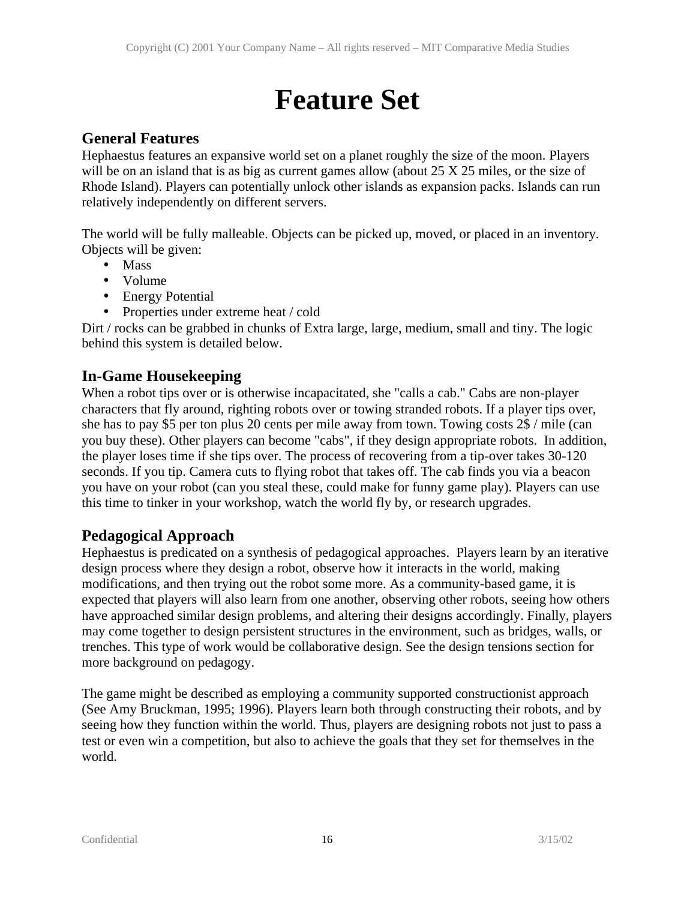# Feature Set

## General Features

Hephaestus features an expansive world set on a planet roughly the size of the moon. Players will be on an island that is as big as current games allow (about 25 X 25 miles, or the size of Rhode Island). Players can potentially unlock other islands as expansion packs. Islands can run relatively independently on different servers.

The world will be fully malleable. Objects can be picked up, moved, or placed in an inventory. Objects will be given:

- Mass
- Volume
- Energy Potential
- Properties under extreme heat / cold

Dirt / rocks can be grabbed in chunks of Extra large, large, medium, small and tiny. The logic behind this system is detailed below.

## In-Game Housekeeping

When a robot tips over or is otherwise incapacitated, she "calls a cab." Cabs are non-player characters that fly around, righting robots over or towing stranded robots. If a player tips over, she has to pay $5 per ton plus 20 cents per mile away from town. Towing costs 2$ / mile (can you buy these). Other players can become "cabs", if they design appropriate robots. In addition, the player loses time if she tips over. The process of recovering from a tip-over takes 30-120 seconds. If you tip. Camera cuts to flying robot that takes off. The cab finds you via a beacon you have on your robot (can you steal these, could make for funny game play). Players can use this time to tinker in your workshop, watch the world fly by, or research upgrades.

## Pedagogical Approach

Hephaestus is predicated on a synthesis of pedagogical approaches. Players learn by an iterative design process where they design a robot, observe how it interacts in the world, making modifications, and then trying out the robot some more. As a community-based game, it is expected that players will also learn from one another, observing other robots, seeing how others have approached similar design problems, and altering their designs accordingly. Finally, players may come together to design persistent structures in the environment, such as bridges, walls, or trenches. This type of work would be collaborative design. See the design tensions section for more background on pedagogy.

The game might be described as employing a community supported constructionist approach (See Amy Bruckman, 1995; 1996). Players learn both through constructing their robots, and by seeing how they function within the world. Thus, players are designing robots not just to pass a test or even win a competition, but also to achieve the goals that they set for themselves in the world.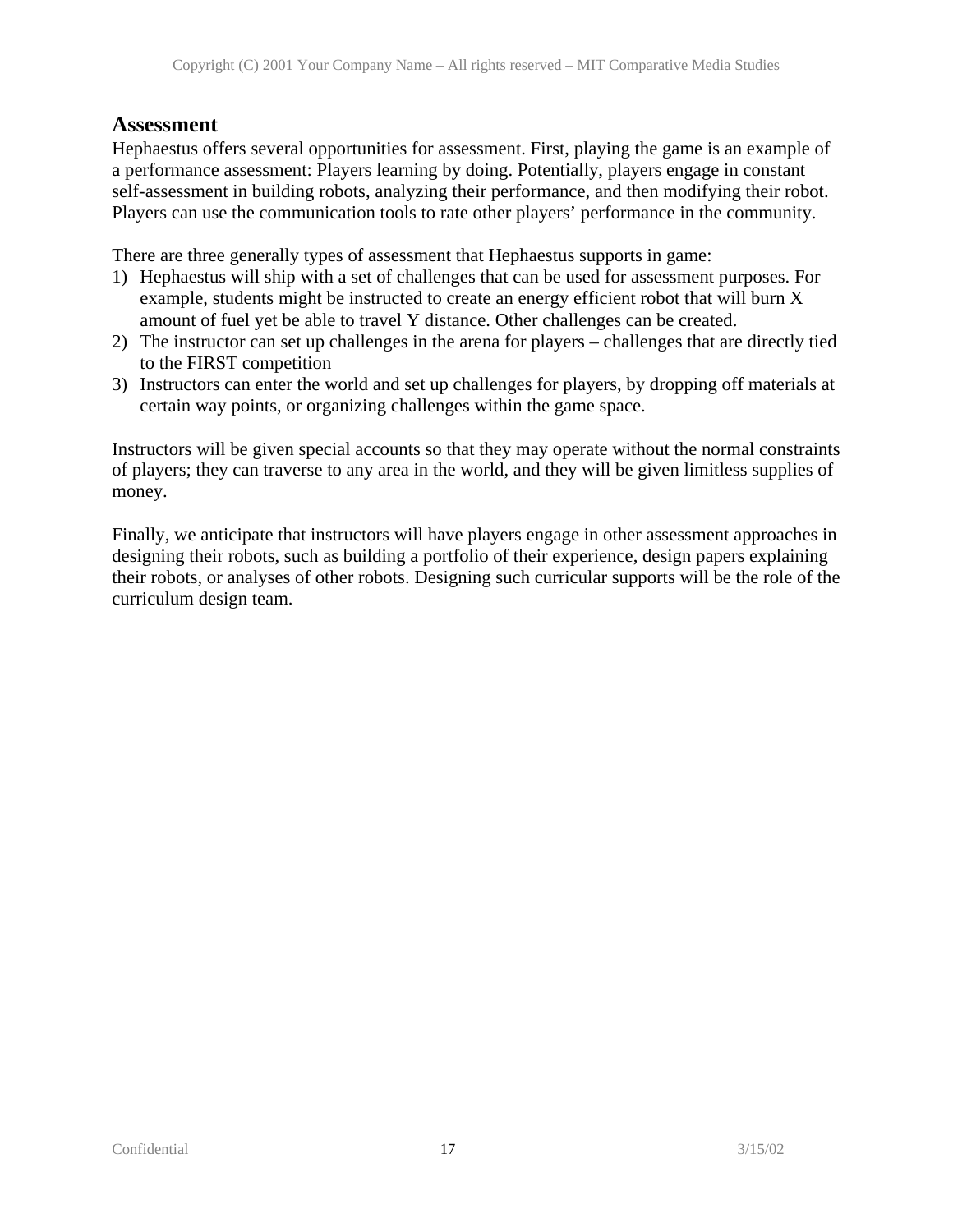## Assessment

Hephaestus offers several opportunities for assessment. First, playing the game is an example of a performance assessment: Players learning by doing. Potentially, players engage in constant self-assessment in building robots, analyzing their performance, and then modifying their robot. Players can use the communication tools to rate other players' performance in the community.

There are three generally types of assessment that Hephaestus supports in game:

1) Hephaestus will ship with a set of challenges that can be used for assessment purposes. For example, students might be instructed to create an energy efficient robot that will burn X amount of fuel yet be able to travel Y distance. Other challenges can be created.
2) The instructor can set up challenges in the arena for players – challenges that are directly tied to the FIRST competition
3) Instructors can enter the world and set up challenges for players, by dropping off materials at certain way points, or organizing challenges within the game space.

Instructors will be given special accounts so that they may operate without the normal constraints of players; they can traverse to any area in the world, and they will be given limitless supplies of money.

Finally, we anticipate that instructors will have players engage in other assessment approaches in designing their robots, such as building a portfolio of their experience, design papers explaining their robots, or analyses of other robots. Designing such curricular supports will be the role of the curriculum design team.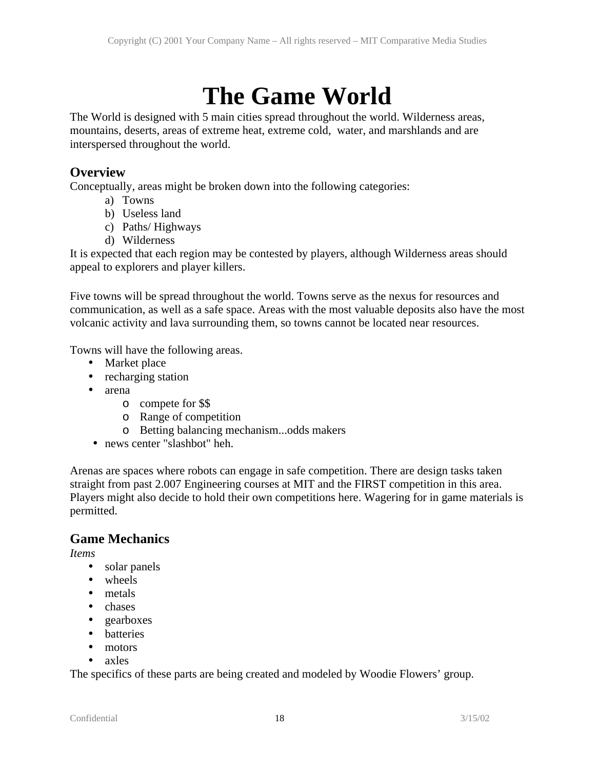# The Game World

The World is designed with 5 main cities spread throughout the world. Wilderness areas, mountains, deserts, areas of extreme heat, extreme cold, water, and marshlands and are interspersed throughout the world.

## Overview

Conceptually, areas might be broken down into the following categories:

a) Towns
b) Useless land
c) Paths/ Highways
d) Wilderness

It is expected that each region may be contested by players, although Wilderness areas should appeal to explorers and player killers.

Five towns will be spread throughout the world. Towns serve as the nexus for resources and communication, as well as a safe space. Areas with the most valuable deposits also have the most volcanic activity and lava surrounding them, so towns cannot be located near resources.

Towns will have the following areas.

- Market place
- recharging station
- arena
  - compete for $$
  - Range of competition
  - Betting balancing mechanism...odds makers
- news center "slashbot" heh.

Arenas are spaces where robots can engage in safe competition. There are design tasks taken straight from past 2.007 Engineering courses at MIT and the FIRST competition in this area. Players might also decide to hold their own competitions here. Wagering for in game materials is permitted.

## Game Mechanics

*Items*

- solar panels
- wheels
- metals
- chases
- gearboxes
- batteries
- motors
- axles

The specifics of these parts are being created and modeled by Woodie Flowers' group.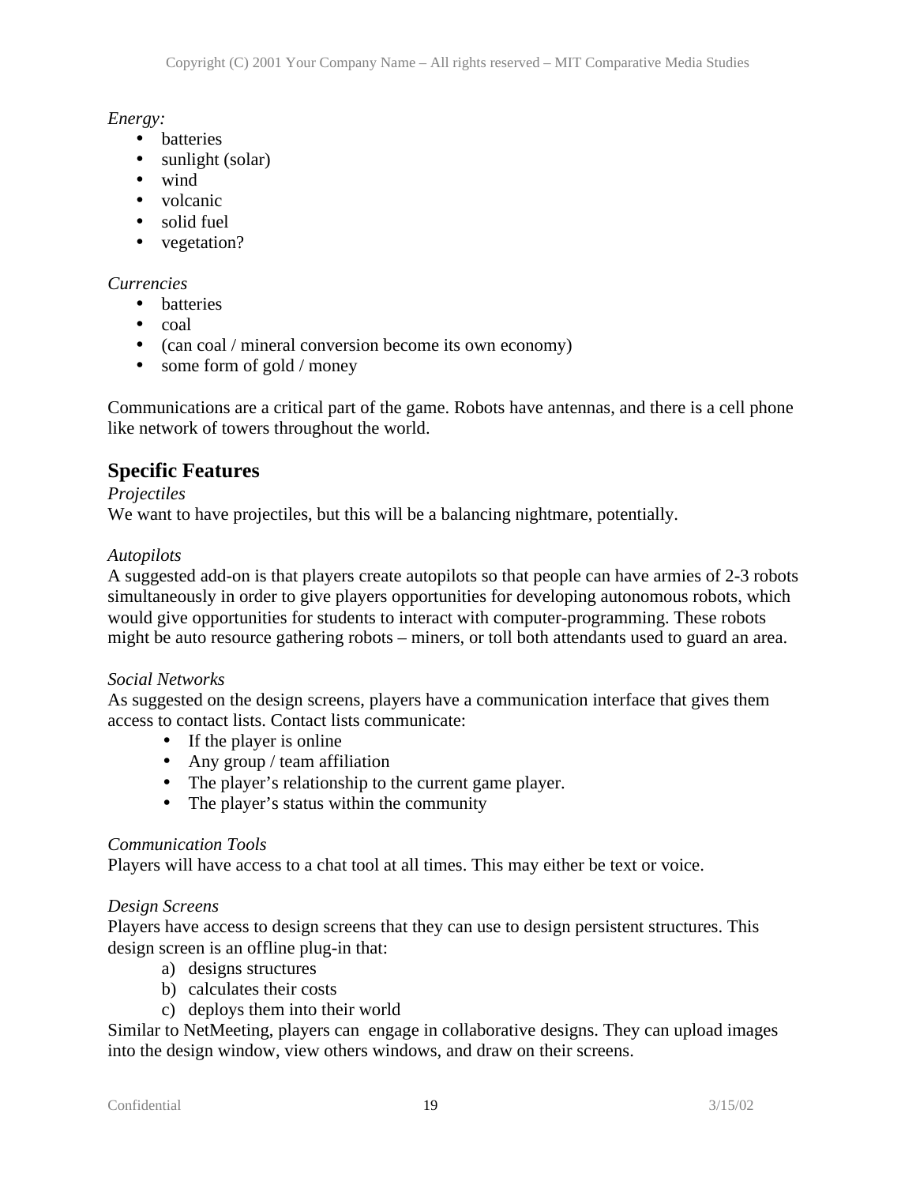*Energy:*

- batteries
- sunlight (solar)
- wind
- volcanic
- solid fuel
- vegetation?

*Currencies*

- batteries
- coal
- (can coal / mineral conversion become its own economy)
- some form of gold / money

Communications are a critical part of the game. Robots have antennas, and there is a cell phone like network of towers throughout the world.

## Specific Features

*Projectiles*

We want to have projectiles, but this will be a balancing nightmare, potentially.

*Autopilots*

A suggested add-on is that players create autopilots so that people can have armies of 2-3 robots simultaneously in order to give players opportunities for developing autonomous robots, which would give opportunities for students to interact with computer-programming. These robots might be auto resource gathering robots – miners, or toll both attendants used to guard an area.

*Social Networks*

As suggested on the design screens, players have a communication interface that gives them access to contact lists. Contact lists communicate:

- If the player is online
- Any group / team affiliation
- The player's relationship to the current game player.
- The player's status within the community

*Communication Tools*

Players will have access to a chat tool at all times. This may either be text or voice.

*Design Screens*

Players have access to design screens that they can use to design persistent structures. This design screen is an offline plug-in that:

a) designs structures
b) calculates their costs
c) deploys them into their world

Similar to NetMeeting, players can engage in collaborative designs. They can upload images into the design window, view others windows, and draw on their screens.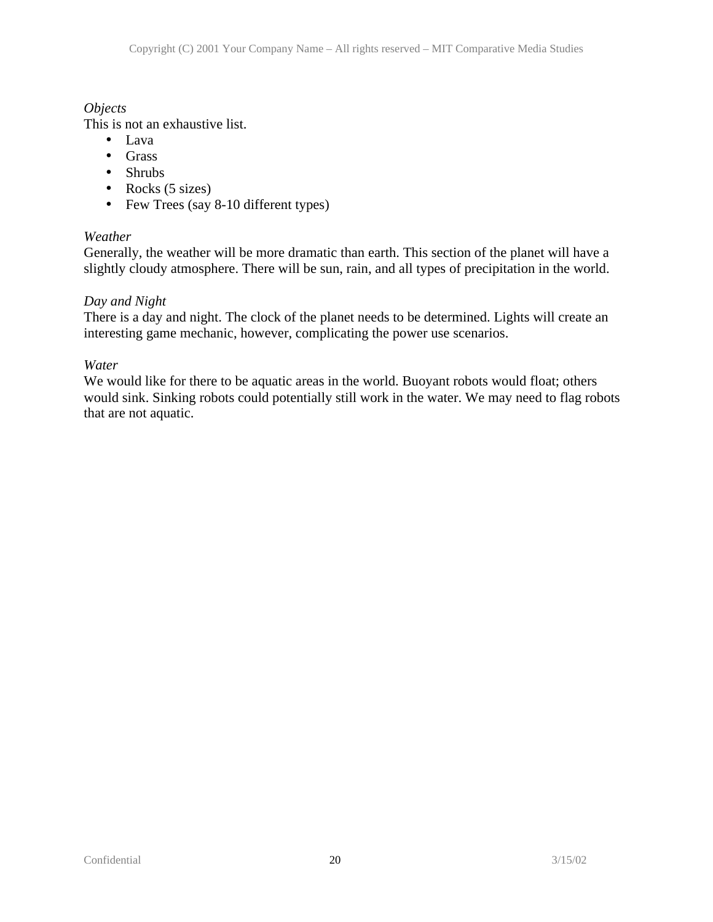*Objects*

This is not an exhaustive list.

- Lava
- Grass
- Shrubs
- Rocks (5 sizes)
- Few Trees (say 8-10 different types)

*Weather*

Generally, the weather will be more dramatic than earth. This section of the planet will have a slightly cloudy atmosphere. There will be sun, rain, and all types of precipitation in the world.

*Day and Night*

There is a day and night. The clock of the planet needs to be determined. Lights will create an interesting game mechanic, however, complicating the power use scenarios.

*Water*

We would like for there to be aquatic areas in the world. Buoyant robots would float; others would sink. Sinking robots could potentially still work in the water. We may need to flag robots that are not aquatic.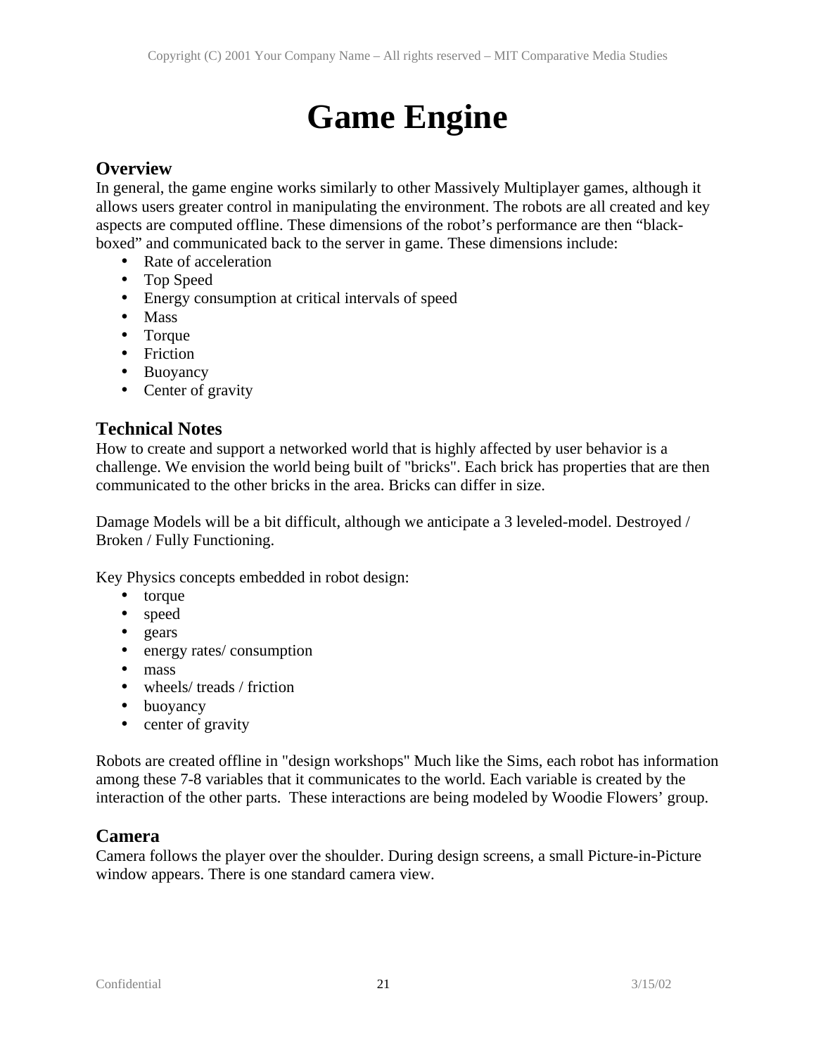# Game Engine

## Overview

In general, the game engine works similarly to other Massively Multiplayer games, although it allows users greater control in manipulating the environment. The robots are all created and key aspects are computed offline. These dimensions of the robot's performance are then "black-boxed" and communicated back to the server in game. These dimensions include:

- Rate of acceleration
- Top Speed
- Energy consumption at critical intervals of speed
- Mass
- Torque
- Friction
- Buoyancy
- Center of gravity

## Technical Notes

How to create and support a networked world that is highly affected by user behavior is a challenge. We envision the world being built of "bricks". Each brick has properties that are then communicated to the other bricks in the area. Bricks can differ in size.

Damage Models will be a bit difficult, although we anticipate a 3 leveled-model. Destroyed / Broken / Fully Functioning.

Key Physics concepts embedded in robot design:

- torque
- speed
- gears
- energy rates/ consumption
- mass
- wheels/ treads / friction
- buoyancy
- center of gravity

Robots are created offline in "design workshops" Much like the Sims, each robot has information among these 7-8 variables that it communicates to the world. Each variable is created by the interaction of the other parts. These interactions are being modeled by Woodie Flowers' group.

## Camera

Camera follows the player over the shoulder. During design screens, a small Picture-in-Picture window appears. There is one standard camera view.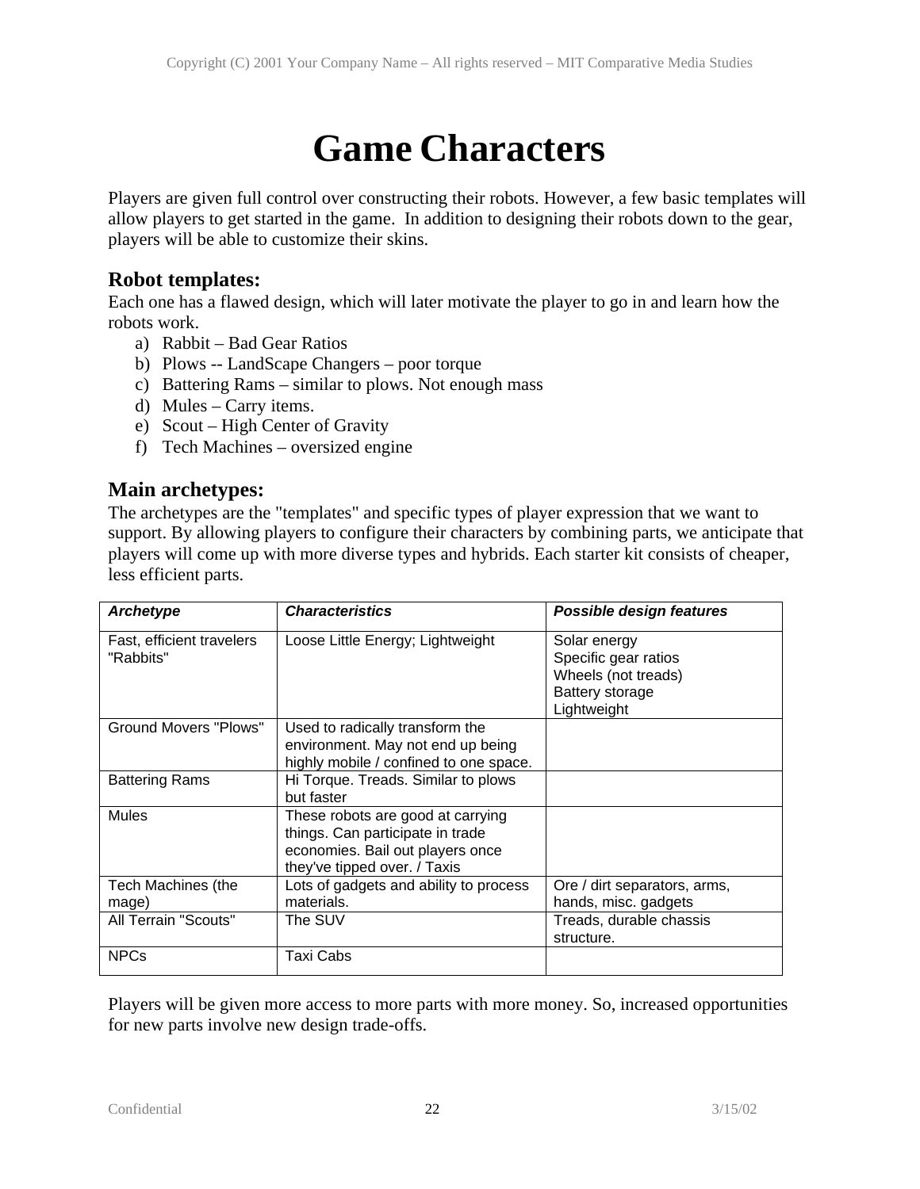# Game Characters

Players are given full control over constructing their robots. However, a few basic templates will allow players to get started in the game. In addition to designing their robots down to the gear, players will be able to customize their skins.

## Robot templates:

Each one has a flawed design, which will later motivate the player to go in and learn how the robots work.

a) Rabbit – Bad Gear Ratios
b) Plows -- LandScape Changers – poor torque
c) Battering Rams – similar to plows. Not enough mass
d) Mules – Carry items.
e) Scout – High Center of Gravity
f) Tech Machines – oversized engine

## Main archetypes:

The archetypes are the "templates" and specific types of player expression that we want to support. By allowing players to configure their characters by combining parts, we anticipate that players will come up with more diverse types and hybrids. Each starter kit consists of cheaper, less efficient parts.

| ***Archetype*** | ***Characteristics*** | ***Possible design features*** |
|---|---|---|
| Fast, efficient travelers "Rabbits" | Loose Little Energy; Lightweight | Solar energy<br>Specific gear ratios<br>Wheels (not treads)<br>Battery storage<br>Lightweight |
| Ground Movers "Plows" | Used to radically transform the environment. May not end up being highly mobile / confined to one space. | |
| Battering Rams | Hi Torque. Treads. Similar to plows but faster | |
| Mules | These robots are good at carrying things. Can participate in trade economies. Bail out players once they've tipped over. / Taxis | |
| Tech Machines (the mage) | Lots of gadgets and ability to process materials. | Ore / dirt separators, arms, hands, misc. gadgets |
| All Terrain "Scouts" | The SUV | Treads, durable chassis structure. |
| NPCs | Taxi Cabs | |

Players will be given more access to more parts with more money. So, increased opportunities for new parts involve new design trade-offs.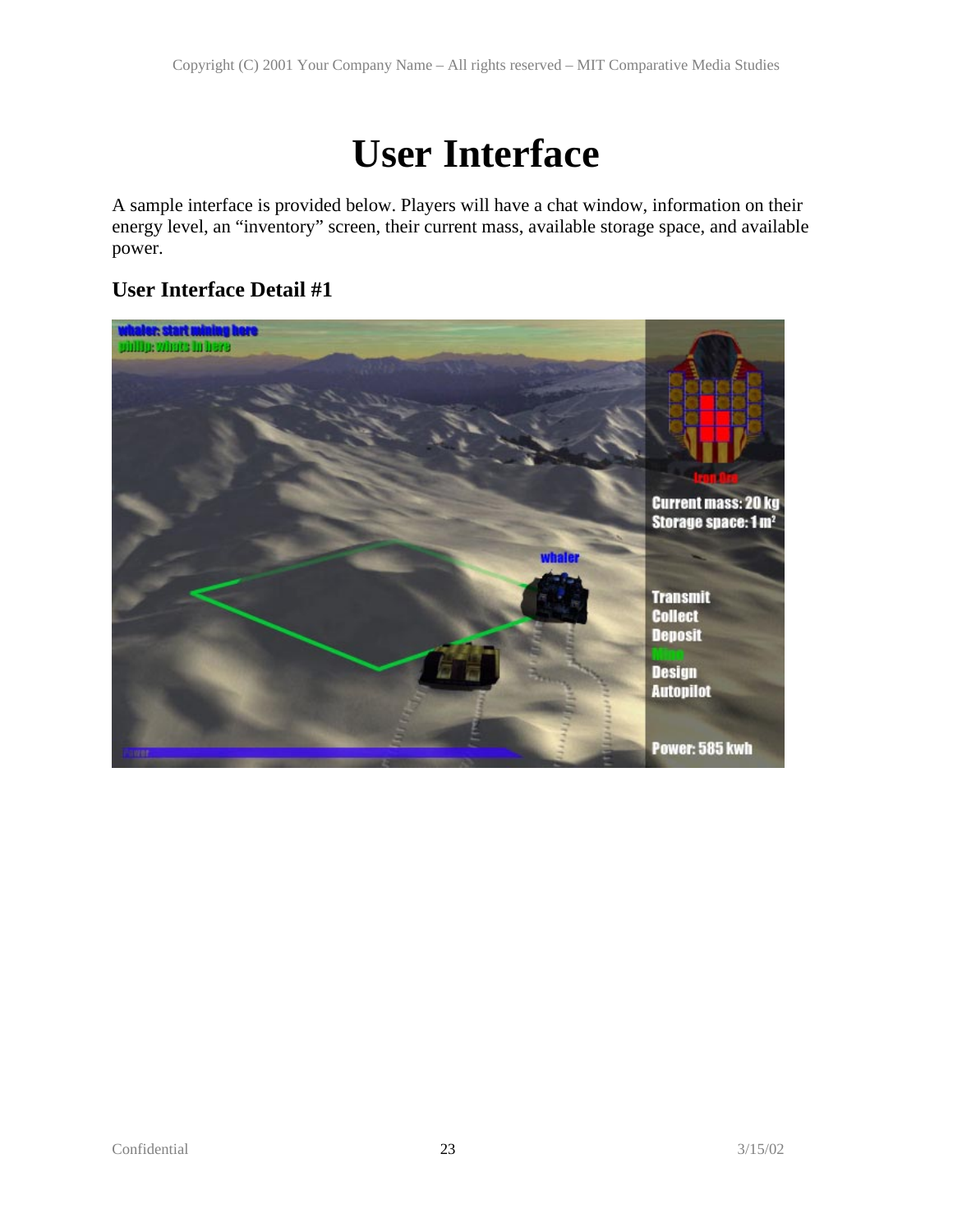# User Interface

A sample interface is provided below. Players will have a chat window, information on their energy level, an "inventory" screen, their current mass, available storage space, and available power.

## User Interface Detail #1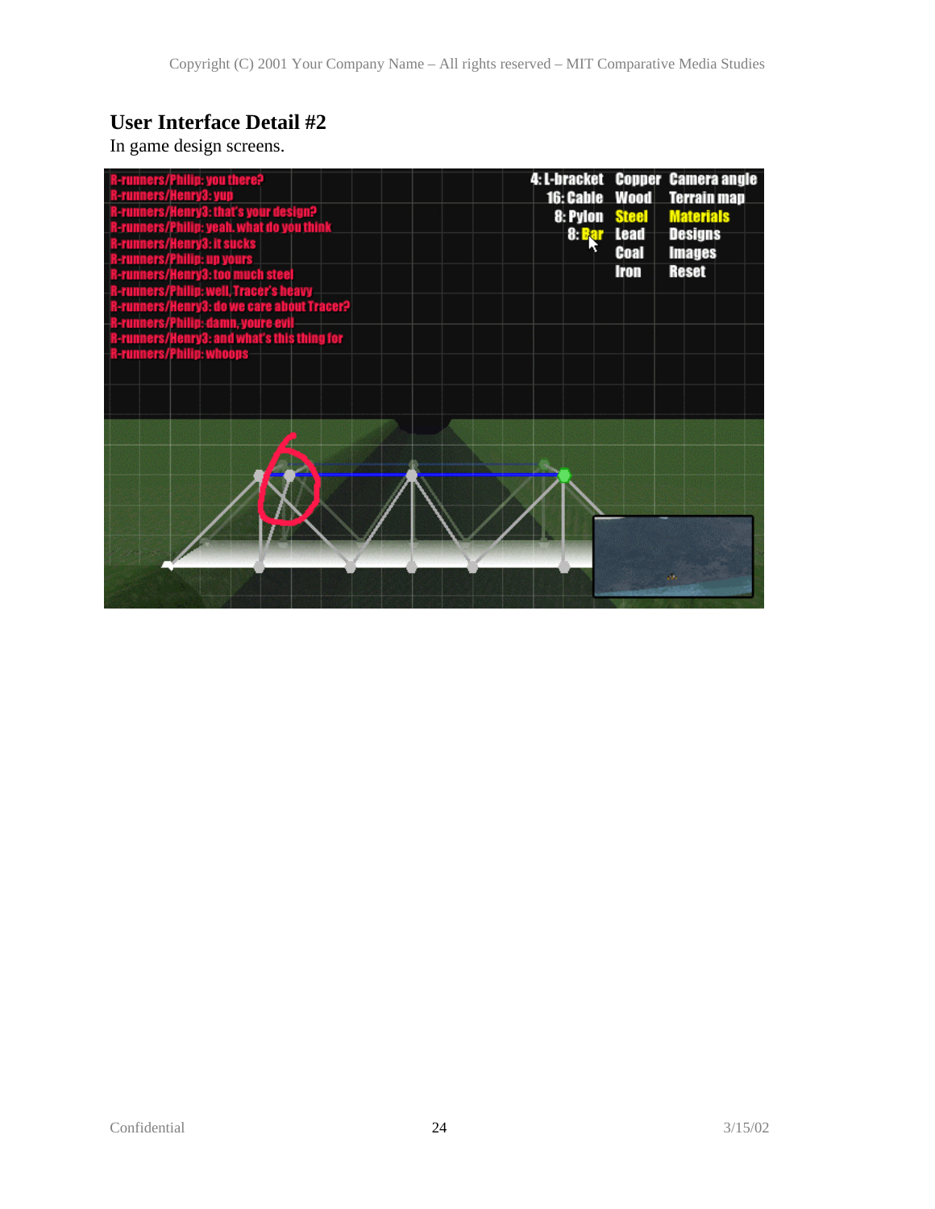## User Interface Detail #2

In game design screens.

R-runners/Philip: you there?
R-runners/Henry3: yup
R-runners/Henry3: that's your design?
R-runners/Philip: yeah. what do you think
R-runners/Henry3: it sucks
R-runners/Philip: up yours
R-runners/Henry3: too much steel
R-runners/Philip: well, Tracer's heavy
R-runners/Henry3: do we care about Tracer?
R-runners/Philip: damn, youre evil
R-runners/Henry3: and what's this thing for
R-runners/Philip: whoops

4: L-bracket
16: Cable
8: Pylon
8: Bar

Copper
Wood
Steel
Lead
Coal
Iron

Camera angle
Terrain map
Materials
Designs
Images
Reset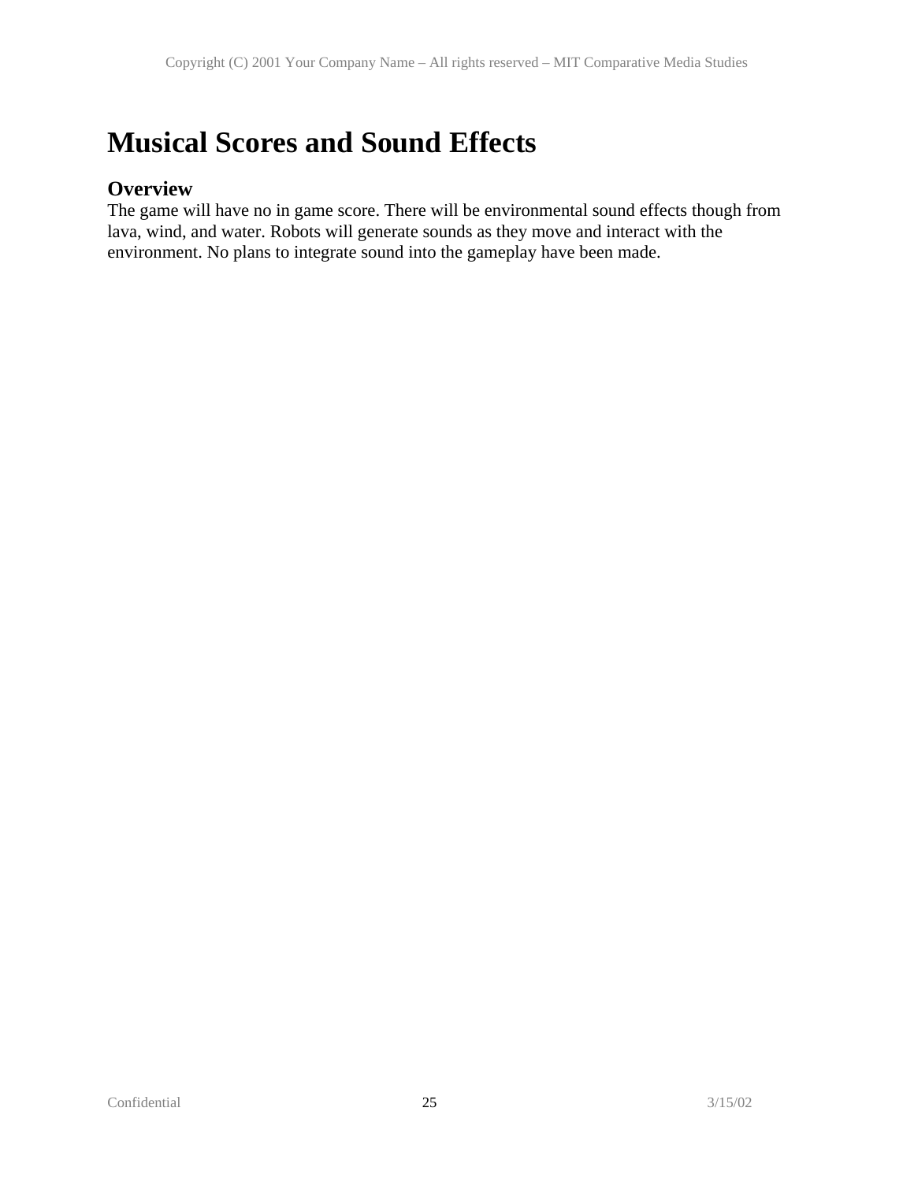# Musical Scores and Sound Effects

## Overview

The game will have no in game score. There will be environmental sound effects though from lava, wind, and water. Robots will generate sounds as they move and interact with the environment. No plans to integrate sound into the gameplay have been made.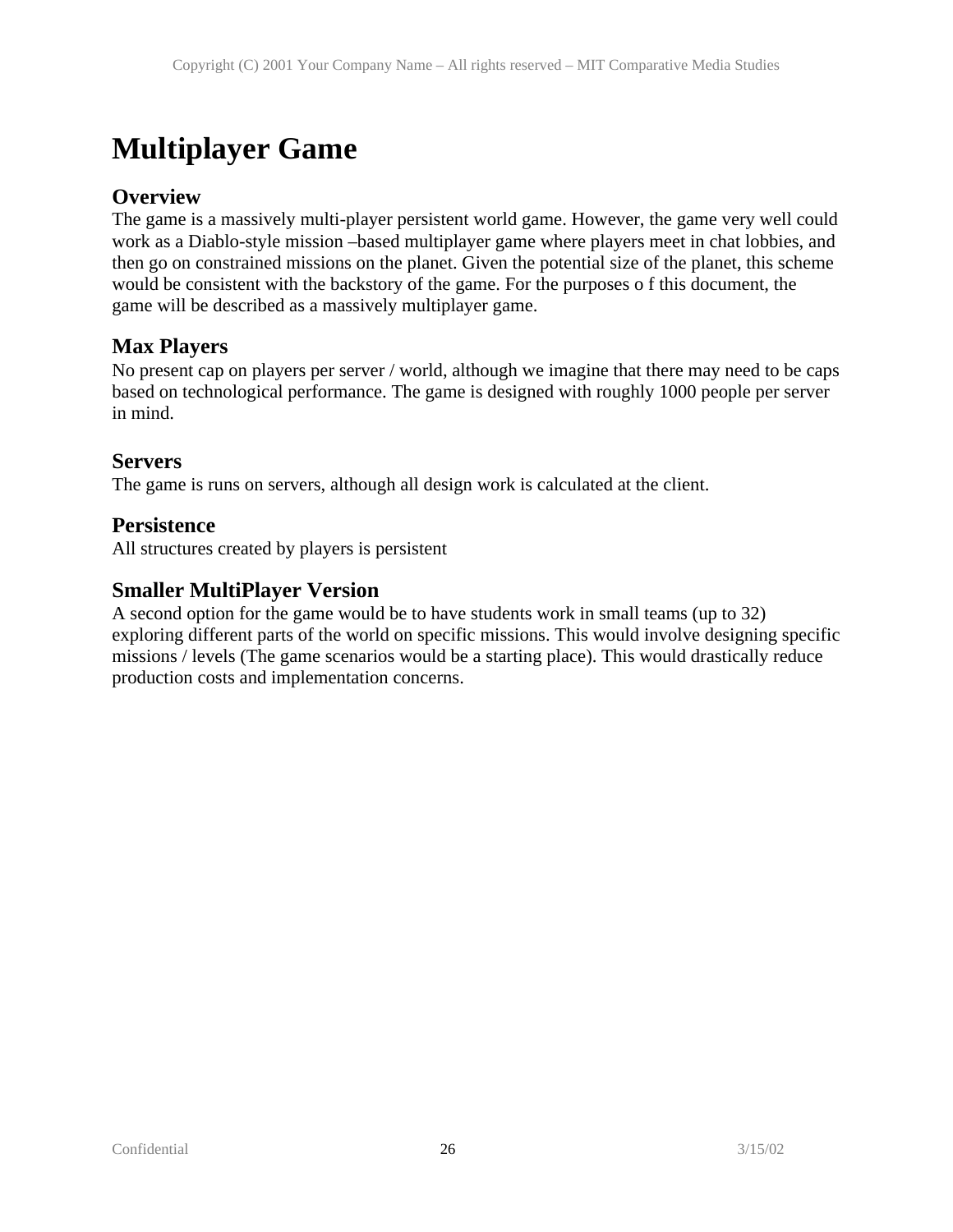# Multiplayer Game

## Overview

The game is a massively multi-player persistent world game. However, the game very well could work as a Diablo-style mission –based multiplayer game where players meet in chat lobbies, and then go on constrained missions on the planet. Given the potential size of the planet, this scheme would be consistent with the backstory of the game. For the purposes o f this document, the game will be described as a massively multiplayer game.

## Max Players

No present cap on players per server / world, although we imagine that there may need to be caps based on technological performance. The game is designed with roughly 1000 people per server in mind.

## Servers

The game is runs on servers, although all design work is calculated at the client.

## Persistence

All structures created by players is persistent

## Smaller MultiPlayer Version

A second option for the game would be to have students work in small teams (up to 32) exploring different parts of the world on specific missions. This would involve designing specific missions / levels (The game scenarios would be a starting place). This would drastically reduce production costs and implementation concerns.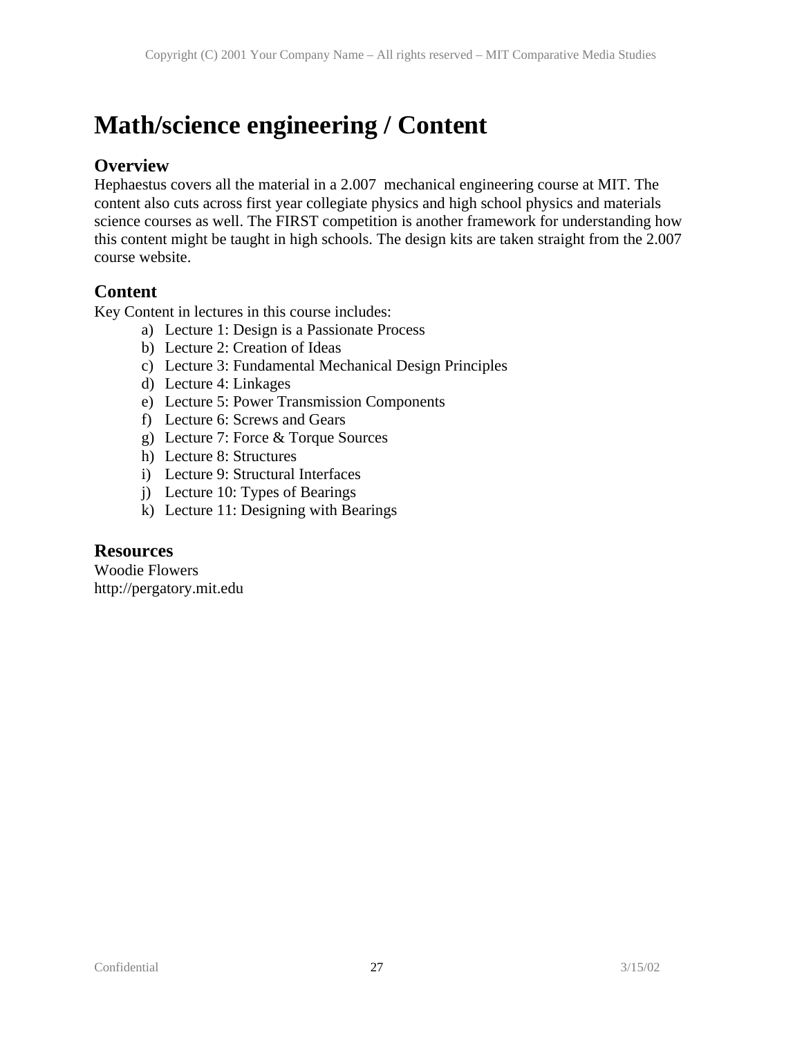# Math/science engineering / Content

## Overview

Hephaestus covers all the material in a 2.007 mechanical engineering course at MIT. The content also cuts across first year collegiate physics and high school physics and materials science courses as well. The FIRST competition is another framework for understanding how this content might be taught in high schools. The design kits are taken straight from the 2.007 course website.

## Content

Key Content in lectures in this course includes:

a) Lecture 1: Design is a Passionate Process
b) Lecture 2: Creation of Ideas
c) Lecture 3: Fundamental Mechanical Design Principles
d) Lecture 4: Linkages
e) Lecture 5: Power Transmission Components
f) Lecture 6: Screws and Gears
g) Lecture 7: Force & Torque Sources
h) Lecture 8: Structures
i) Lecture 9: Structural Interfaces
j) Lecture 10: Types of Bearings
k) Lecture 11: Designing with Bearings

## Resources

Woodie Flowers
http://pergatory.mit.edu